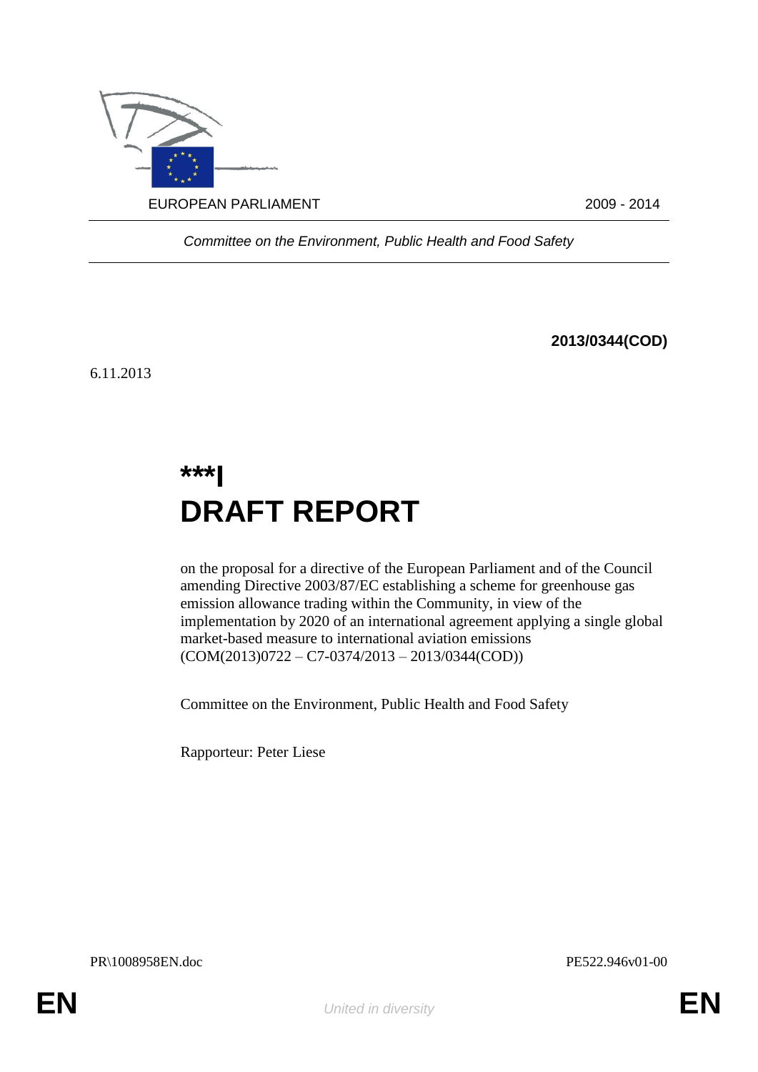EUROPEAN PARLIAMENT 2009 - 2014

*Committee on the Environment, Public Health and Food Safety*

**2013/0344(COD)**

6.11.2013

# ***I
# DRAFT REPORT

on the proposal for a directive of the European Parliament and of the Council amending Directive 2003/87/EC establishing a scheme for greenhouse gas emission allowance trading within the Community, in view of the implementation by 2020 of an international agreement applying a single global market-based measure to international aviation emissions (COM(2013)0722 – C7-0374/2013 – 2013/0344(COD))

Committee on the Environment, Public Health and Food Safety

Rapporteur: Peter Liese

PR\1008958EN.doc PE522.946v01-00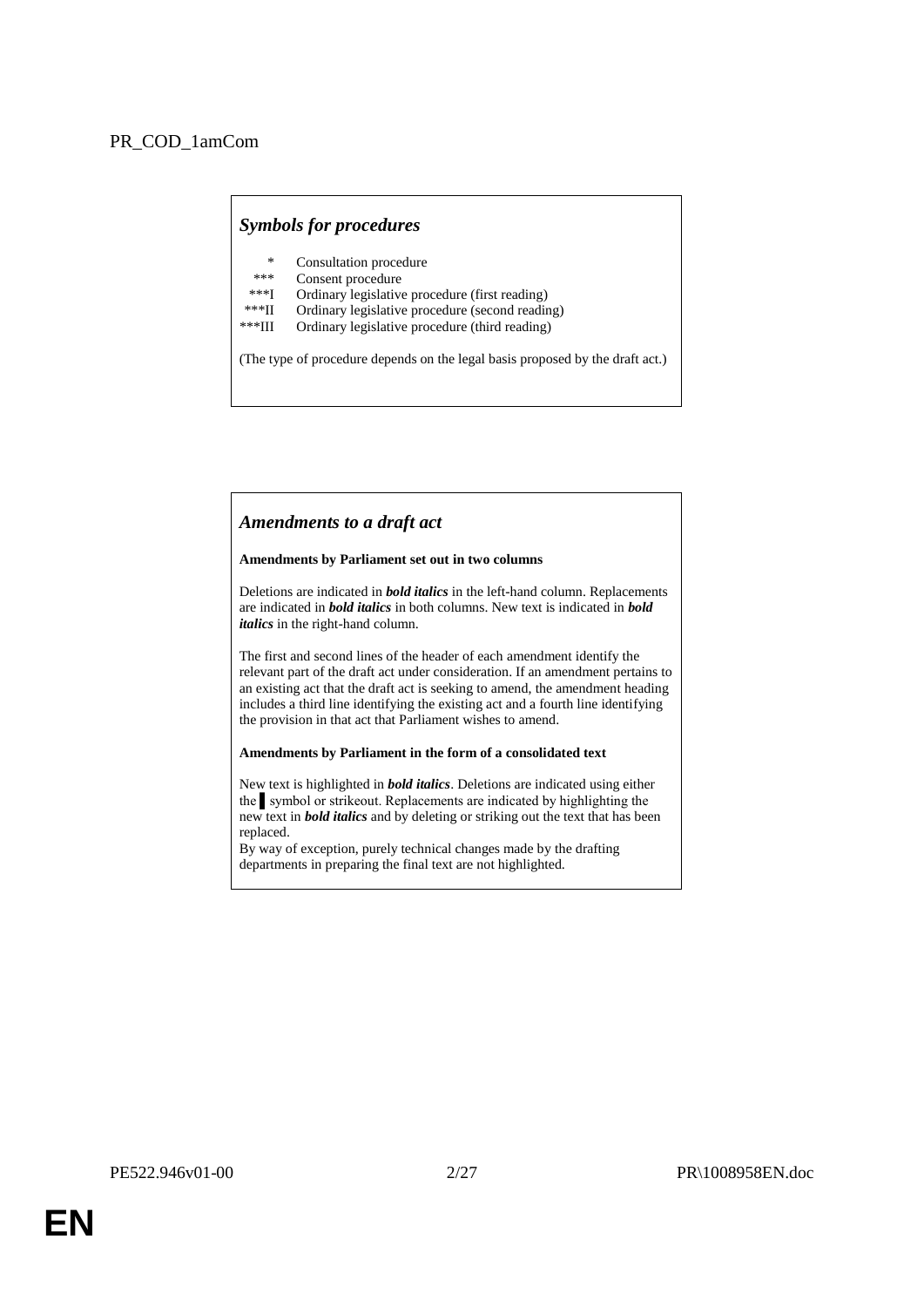PR_COD_1amCom

### *Symbols for procedures*

| | |
|---|---|
| * | Consultation procedure |
| *** | Consent procedure |
| ***I | Ordinary legislative procedure (first reading) |
| ***II | Ordinary legislative procedure (second reading) |
| ***III | Ordinary legislative procedure (third reading) |

(The type of procedure depends on the legal basis proposed by the draft act.)

### *Amendments to a draft act*

**Amendments by Parliament set out in two columns**

Deletions are indicated in ***bold italics*** in the left-hand column. Replacements are indicated in ***bold italics*** in both columns. New text is indicated in ***bold italics*** in the right-hand column.

The first and second lines of the header of each amendment identify the relevant part of the draft act under consideration. If an amendment pertains to an existing act that the draft act is seeking to amend, the amendment heading includes a third line identifying the existing act and a fourth line identifying the provision in that act that Parliament wishes to amend.

**Amendments by Parliament in the form of a consolidated text**

New text is highlighted in ***bold italics***. Deletions are indicated using either the ▌ symbol or strikeout. Replacements are indicated by highlighting the new text in ***bold italics*** and by deleting or striking out the text that has been replaced.

By way of exception, purely technical changes made by the drafting departments in preparing the final text are not highlighted.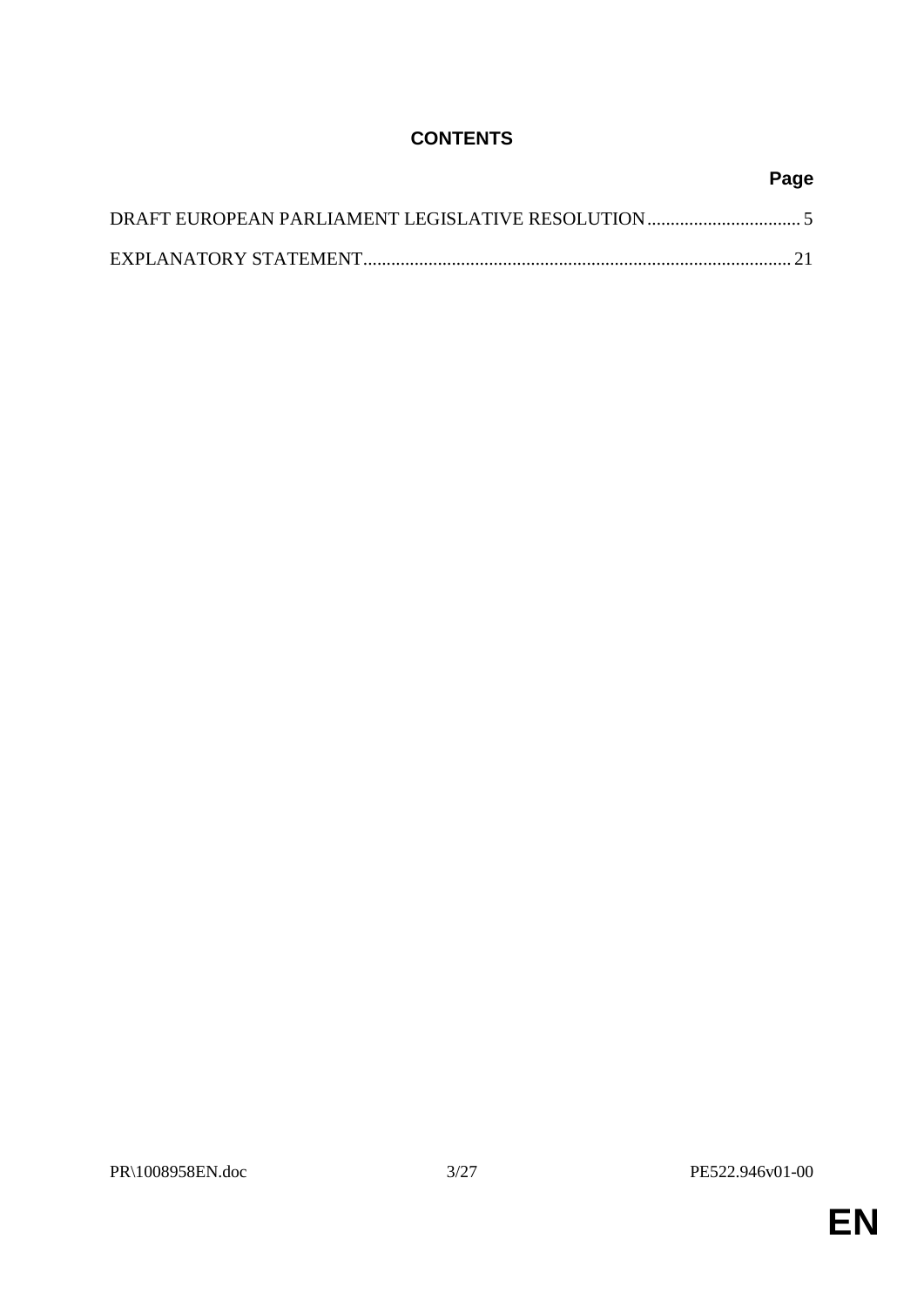# CONTENTS

| | Page |
|---|---|
| DRAFT EUROPEAN PARLIAMENT LEGISLATIVE RESOLUTION | 5 |
| EXPLANATORY STATEMENT | 21 |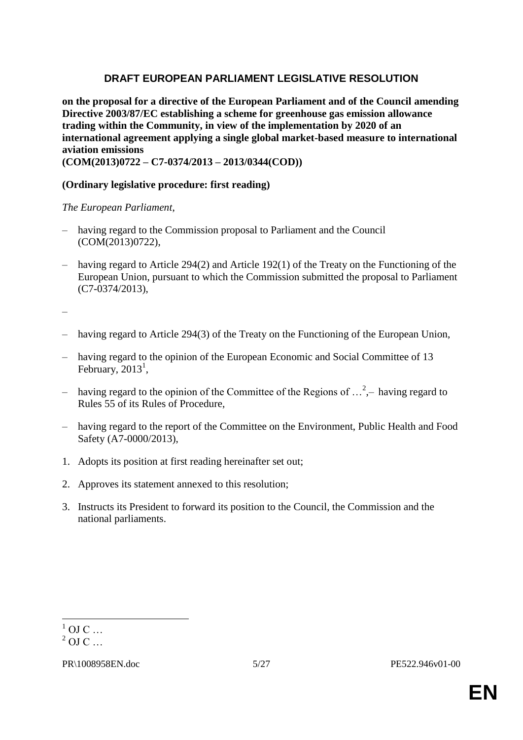## DRAFT EUROPEAN PARLIAMENT LEGISLATIVE RESOLUTION

**on the proposal for a directive of the European Parliament and of the Council amending Directive 2003/87/EC establishing a scheme for greenhouse gas emission allowance trading within the Community, in view of the implementation by 2020 of an international agreement applying a single global market-based measure to international aviation emissions**
**(COM(2013)0722 – C7-0374/2013 – 2013/0344(COD))**

**(Ordinary legislative procedure: first reading)**

*The European Parliament*,

– having regard to the Commission proposal to Parliament and the Council (COM(2013)0722),

– having regard to Article 294(2) and Article 192(1) of the Treaty on the Functioning of the European Union, pursuant to which the Commission submitted the proposal to Parliament (C7-0374/2013),

–

– having regard to Article 294(3) of the Treaty on the Functioning of the European Union,

– having regard to the opinion of the European Economic and Social Committee of 13 February, 2013[1],

– having regard to the opinion of the Committee of the Regions of …[2],– having regard to Rules 55 of its Rules of Procedure,

– having regard to the report of the Committee on the Environment, Public Health and Food Safety (A7-0000/2013),

1. Adopts its position at first reading hereinafter set out;

2. Approves its statement annexed to this resolution;

3. Instructs its President to forward its position to the Council, the Commission and the national parliaments.

---

[1] OJ C …
[2] OJ C …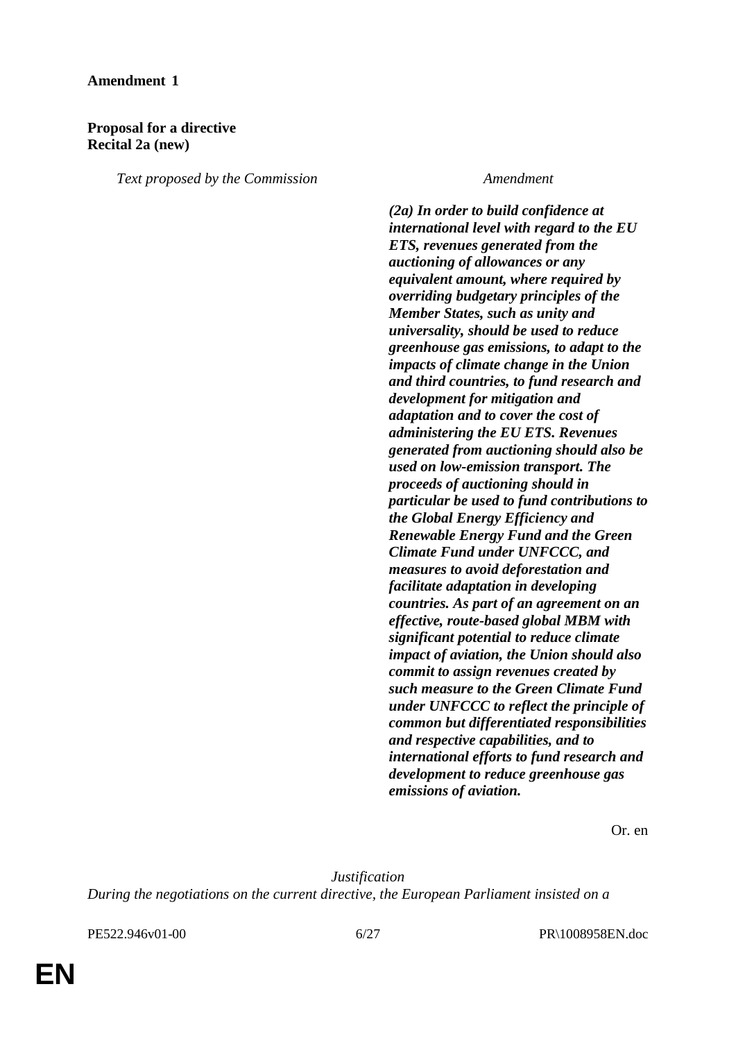**Amendment 1**

**Proposal for a directive**
**Recital 2a (new)**

| *Text proposed by the Commission* | *Amendment* |
|---|---|
| | ***(2a) In order to build confidence at international level with regard to the EU ETS, revenues generated from the auctioning of allowances or any equivalent amount, where required by overriding budgetary principles of the Member States, such as unity and universality, should be used to reduce greenhouse gas emissions, to adapt to the impacts of climate change in the Union and third countries, to fund research and development for mitigation and adaptation and to cover the cost of administering the EU ETS. Revenues generated from auctioning should also be used on low-emission transport. The proceeds of auctioning should in particular be used to fund contributions to the Global Energy Efficiency and Renewable Energy Fund and the Green Climate Fund under UNFCCC, and measures to avoid deforestation and facilitate adaptation in developing countries. As part of an agreement on an effective, route-based global MBM with significant potential to reduce climate impact of aviation, the Union should also commit to assign revenues created by such measure to the Green Climate Fund under UNFCCC to reflect the principle of common but differentiated responsibilities and respective capabilities, and to international efforts to fund research and development to reduce greenhouse gas emissions of aviation.*** |

Or. en

*Justification*

*During the negotiations on the current directive, the European Parliament insisted on a*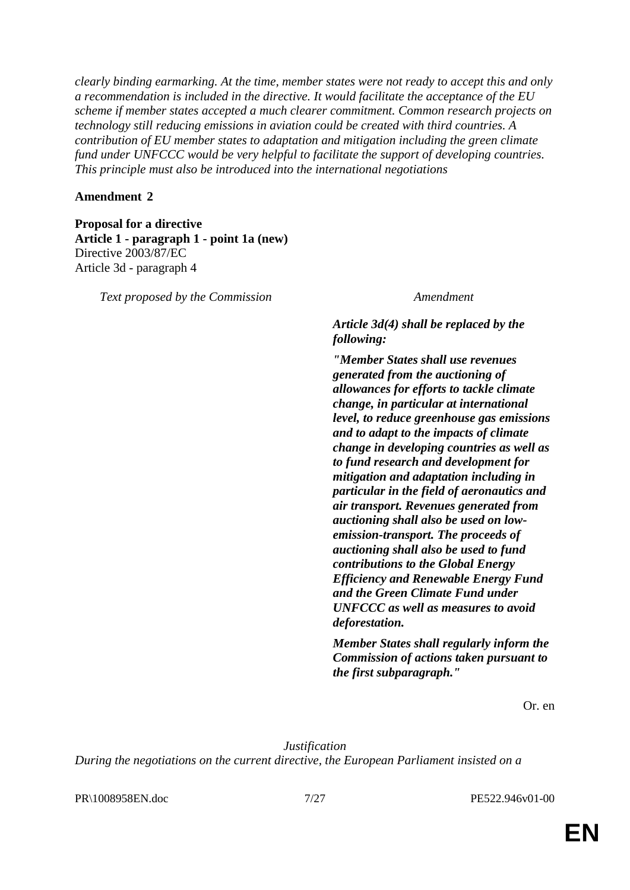*clearly binding earmarking. At the time, member states were not ready to accept this and only a recommendation is included in the directive. It would facilitate the acceptance of the EU scheme if member states accepted a much clearer commitment. Common research projects on technology still reducing emissions in aviation could be created with third countries. A contribution of EU member states to adaptation and mitigation including the green climate fund under UNFCCC would be very helpful to facilitate the support of developing countries. This principle must also be introduced into the international negotiations*

**Amendment 2**

**Proposal for a directive**
**Article 1 - paragraph 1 - point 1a (new)**
Directive 2003/87/EC
Article 3d - paragraph 4

| *Text proposed by the Commission* | *Amendment* |
| --- | --- |
| | ***Article 3d(4) shall be replaced by the following:*** |
| | ***"Member States shall use revenues generated from the auctioning of allowances for efforts to tackle climate change, in particular at international level, to reduce greenhouse gas emissions and to adapt to the impacts of climate change in developing countries as well as to fund research and development for mitigation and adaptation including in particular in the field of aeronautics and air transport. Revenues generated from auctioning shall also be used on low-emission-transport. The proceeds of auctioning shall also be used to fund contributions to the Global Energy Efficiency and Renewable Energy Fund and the Green Climate Fund under UNFCCC as well as measures to avoid deforestation.*** |
| | ***Member States shall regularly inform the Commission of actions taken pursuant to the first subparagraph."*** |

Or. en

*Justification*

*During the negotiations on the current directive, the European Parliament insisted on a*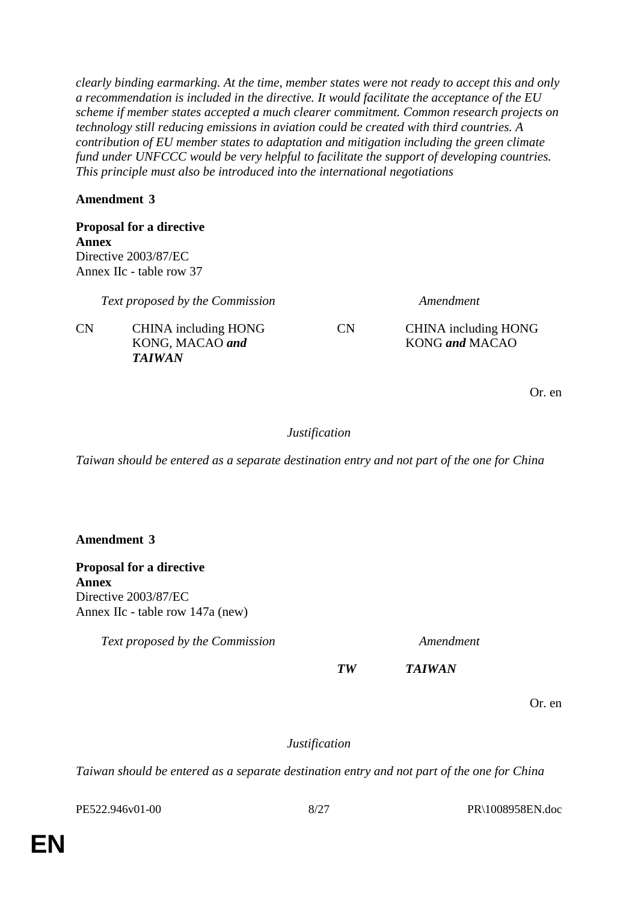*clearly binding earmarking. At the time, member states were not ready to accept this and only a recommendation is included in the directive. It would facilitate the acceptance of the EU scheme if member states accepted a much clearer commitment. Common research projects on technology still reducing emissions in aviation could be created with third countries. A contribution of EU member states to adaptation and mitigation including the green climate fund under UNFCCC would be very helpful to facilitate the support of developing countries. This principle must also be introduced into the international negotiations*

**Amendment 3**

**Proposal for a directive**
**Annex**
Directive 2003/87/EC
Annex IIc - table row 37

| *Text proposed by the Commission* | | *Amendment* | |
|---|---|---|---|
| CN | CHINA including HONG KONG, MACAO ***and TAIWAN*** | CN | CHINA including HONG KONG ***and*** MACAO |

Or. en

*Justification*

*Taiwan should be entered as a separate destination entry and not part of the one for China*

**Amendment 3**

**Proposal for a directive**
**Annex**
Directive 2003/87/EC
Annex IIc - table row 147a (new)

| *Text proposed by the Commission* | | *Amendment* | |
|---|---|---|---|
| | | ***TW*** | ***TAIWAN*** |

Or. en

*Justification*

*Taiwan should be entered as a separate destination entry and not part of the one for China*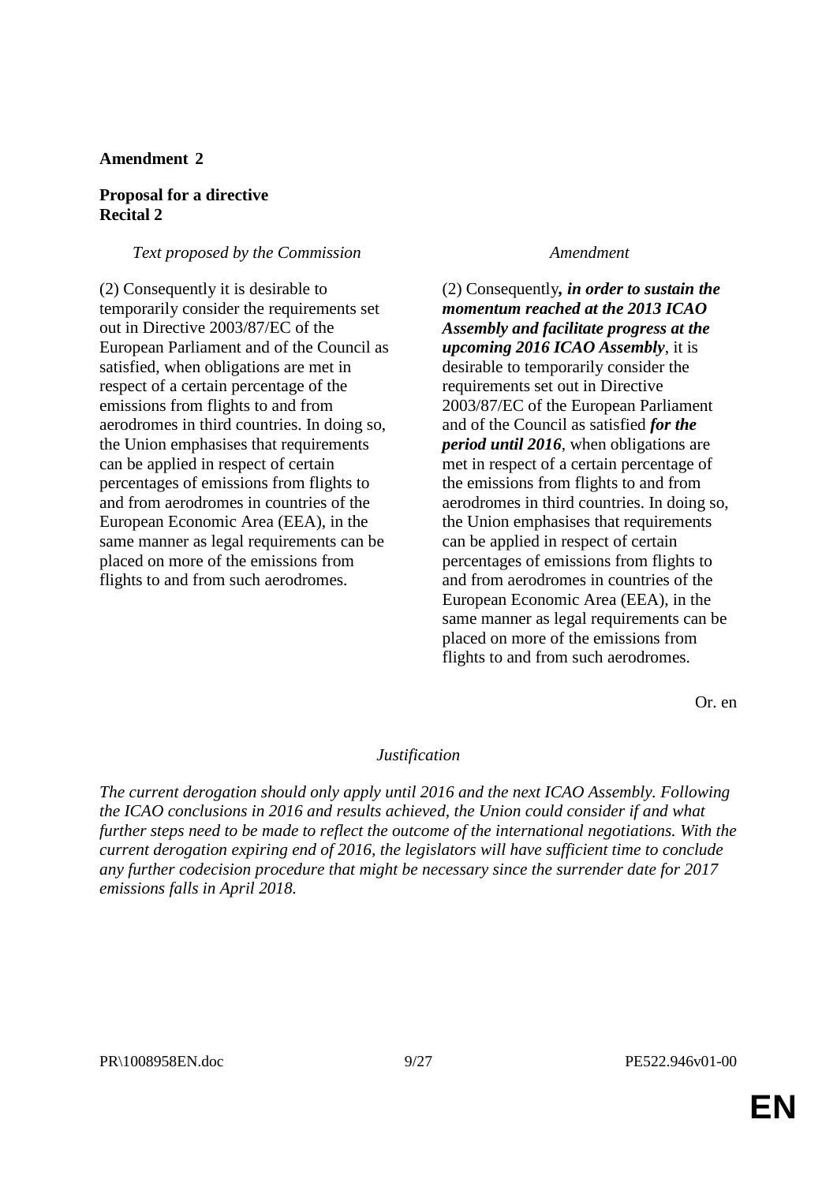**Amendment 2**

**Proposal for a directive**
**Recital 2**

| *Text proposed by the Commission* | *Amendment* |
|---|---|
| (2) Consequently it is desirable to temporarily consider the requirements set out in Directive 2003/87/EC of the European Parliament and of the Council as satisfied, when obligations are met in respect of a certain percentage of the emissions from flights to and from aerodromes in third countries. In doing so, the Union emphasises that requirements can be applied in respect of certain percentages of emissions from flights to and from aerodromes in countries of the European Economic Area (EEA), in the same manner as legal requirements can be placed on more of the emissions from flights to and from such aerodromes. | (2) Consequently***, in order to sustain the momentum reached at the 2013 ICAO Assembly and facilitate progress at the upcoming 2016 ICAO Assembly***, it is desirable to temporarily consider the requirements set out in Directive 2003/87/EC of the European Parliament and of the Council as satisfied ***for the period until 2016***, when obligations are met in respect of a certain percentage of the emissions from flights to and from aerodromes in third countries. In doing so, the Union emphasises that requirements can be applied in respect of certain percentages of emissions from flights to and from aerodromes in countries of the European Economic Area (EEA), in the same manner as legal requirements can be placed on more of the emissions from flights to and from such aerodromes. |

Or. en

*Justification*

*The current derogation should only apply until 2016 and the next ICAO Assembly. Following the ICAO conclusions in 2016 and results achieved, the Union could consider if and what further steps need to be made to reflect the outcome of the international negotiations. With the current derogation expiring end of 2016, the legislators will have sufficient time to conclude any further codecision procedure that might be necessary since the surrender date for 2017 emissions falls in April 2018.*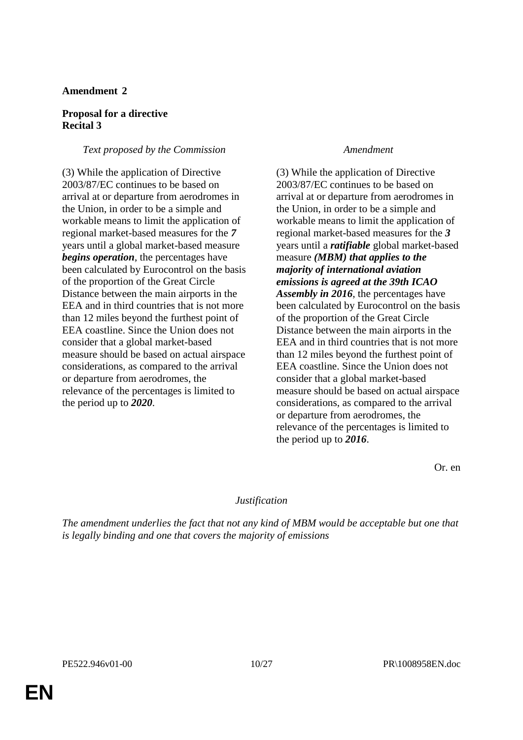**Amendment 2**

**Proposal for a directive**
**Recital 3**

| *Text proposed by the Commission* | *Amendment* |
|---|---|
| (3) While the application of Directive 2003/87/EC continues to be based on arrival at or departure from aerodromes in the Union, in order to be a simple and workable means to limit the application of regional market-based measures for the ***7*** years until a global market-based measure ***begins operation***, the percentages have been calculated by Eurocontrol on the basis of the proportion of the Great Circle Distance between the main airports in the EEA and in third countries that is not more than 12 miles beyond the furthest point of EEA coastline. Since the Union does not consider that a global market-based measure should be based on actual airspace considerations, as compared to the arrival or departure from aerodromes, the relevance of the percentages is limited to the period up to ***2020***. | (3) While the application of Directive 2003/87/EC continues to be based on arrival at or departure from aerodromes in the Union, in order to be a simple and workable means to limit the application of regional market-based measures for the ***3*** years until a ***ratifiable*** global market-based measure ***(MBM) that applies to the majority of international aviation emissions is agreed at the 39th ICAO Assembly in 2016***, the percentages have been calculated by Eurocontrol on the basis of the proportion of the Great Circle Distance between the main airports in the EEA and in third countries that is not more than 12 miles beyond the furthest point of EEA coastline. Since the Union does not consider that a global market-based measure should be based on actual airspace considerations, as compared to the arrival or departure from aerodromes, the relevance of the percentages is limited to the period up to ***2016***. |

Or. en

*Justification*

*The amendment underlies the fact that not any kind of MBM would be acceptable but one that is legally binding and one that covers the majority of emissions*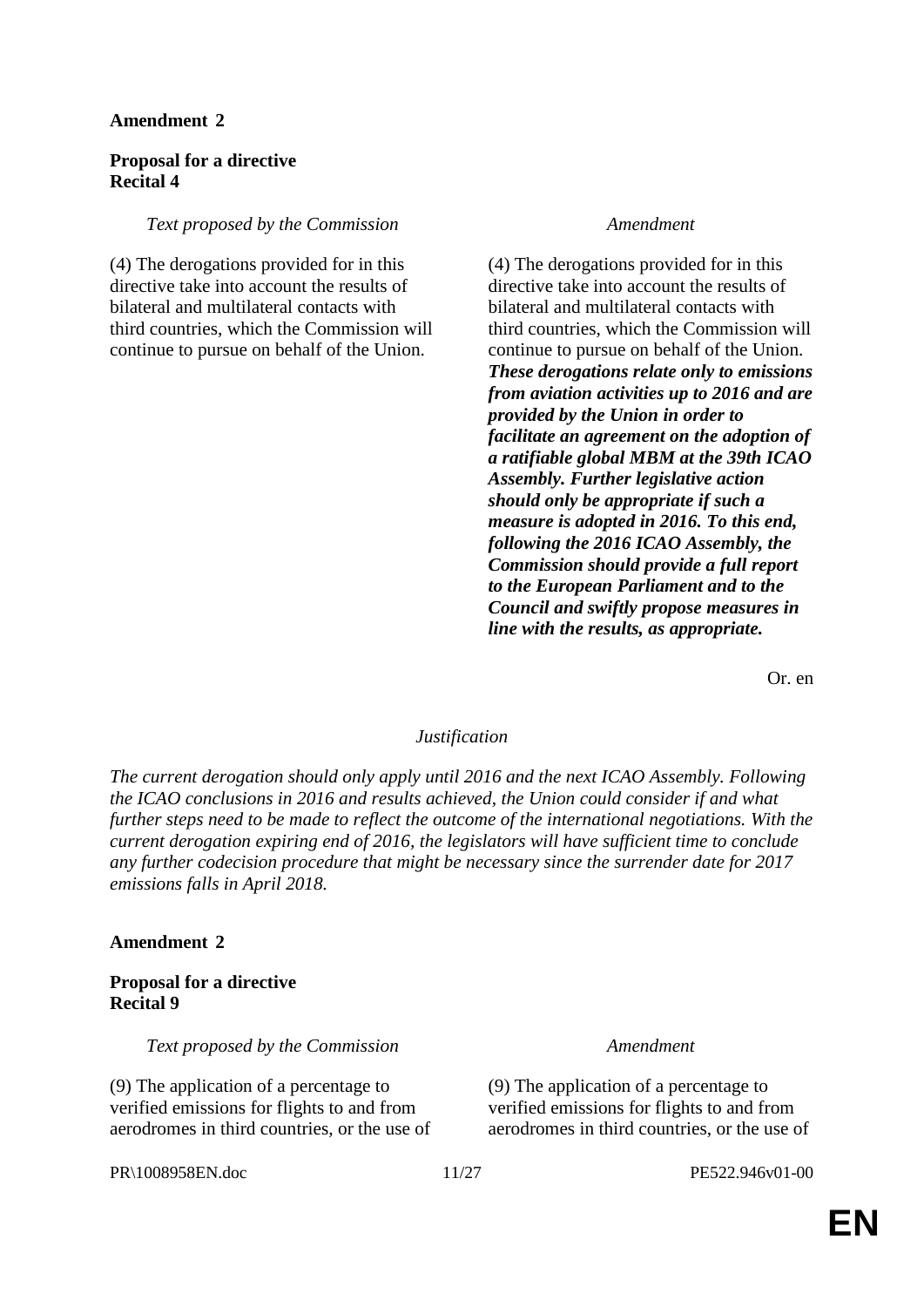**Amendment 2**

**Proposal for a directive**
**Recital 4**

| *Text proposed by the Commission* | *Amendment* |
|---|---|
| (4) The derogations provided for in this directive take into account the results of bilateral and multilateral contacts with third countries, which the Commission will continue to pursue on behalf of the Union. | (4) The derogations provided for in this directive take into account the results of bilateral and multilateral contacts with third countries, which the Commission will continue to pursue on behalf of the Union. ***These derogations relate only to emissions from aviation activities up to 2016 and are provided by the Union in order to facilitate an agreement on the adoption of a ratifiable global MBM at the 39th ICAO Assembly. Further legislative action should only be appropriate if such a measure is adopted in 2016. To this end, following the 2016 ICAO Assembly, the Commission should provide a full report to the European Parliament and to the Council and swiftly propose measures in line with the results, as appropriate.*** |

Or. en

*Justification*

*The current derogation should only apply until 2016 and the next ICAO Assembly. Following the ICAO conclusions in 2016 and results achieved, the Union could consider if and what further steps need to be made to reflect the outcome of the international negotiations. With the current derogation expiring end of 2016, the legislators will have sufficient time to conclude any further codecision procedure that might be necessary since the surrender date for 2017 emissions falls in April 2018.*

**Amendment 2**

**Proposal for a directive**
**Recital 9**

| *Text proposed by the Commission* | *Amendment* |
|---|---|
| (9) The application of a percentage to verified emissions for flights to and from aerodromes in third countries, or the use of | (9) The application of a percentage to verified emissions for flights to and from aerodromes in third countries, or the use of |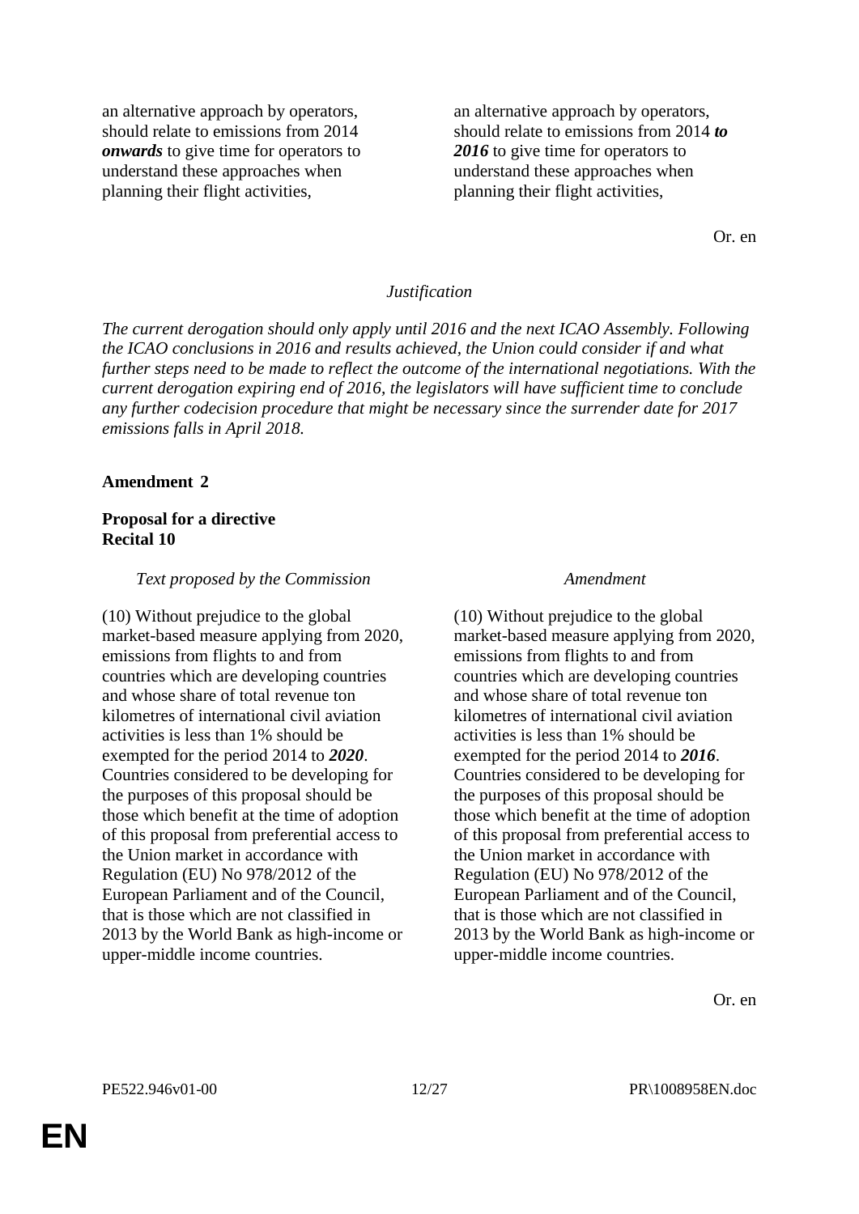| | |
|---|---|
| an alternative approach by operators, should relate to emissions from 2014 ***onwards*** to give time for operators to understand these approaches when planning their flight activities, | an alternative approach by operators, should relate to emissions from 2014 ***to 2016*** to give time for operators to understand these approaches when planning their flight activities, |

Or. en

*Justification*

*The current derogation should only apply until 2016 and the next ICAO Assembly. Following the ICAO conclusions in 2016 and results achieved, the Union could consider if and what further steps need to be made to reflect the outcome of the international negotiations. With the current derogation expiring end of 2016, the legislators will have sufficient time to conclude any further codecision procedure that might be necessary since the surrender date for 2017 emissions falls in April 2018.*

**Amendment 2**

**Proposal for a directive**
**Recital 10**

| *Text proposed by the Commission* | *Amendment* |
|---|---|
| (10) Without prejudice to the global market-based measure applying from 2020, emissions from flights to and from countries which are developing countries and whose share of total revenue ton kilometres of international civil aviation activities is less than 1% should be exempted for the period 2014 to ***2020***. Countries considered to be developing for the purposes of this proposal should be those which benefit at the time of adoption of this proposal from preferential access to the Union market in accordance with Regulation (EU) No 978/2012 of the European Parliament and of the Council, that is those which are not classified in 2013 by the World Bank as high-income or upper-middle income countries. | (10) Without prejudice to the global market-based measure applying from 2020, emissions from flights to and from countries which are developing countries and whose share of total revenue ton kilometres of international civil aviation activities is less than 1% should be exempted for the period 2014 to ***2016***. Countries considered to be developing for the purposes of this proposal should be those which benefit at the time of adoption of this proposal from preferential access to the Union market in accordance with Regulation (EU) No 978/2012 of the European Parliament and of the Council, that is those which are not classified in 2013 by the World Bank as high-income or upper-middle income countries. |

Or. en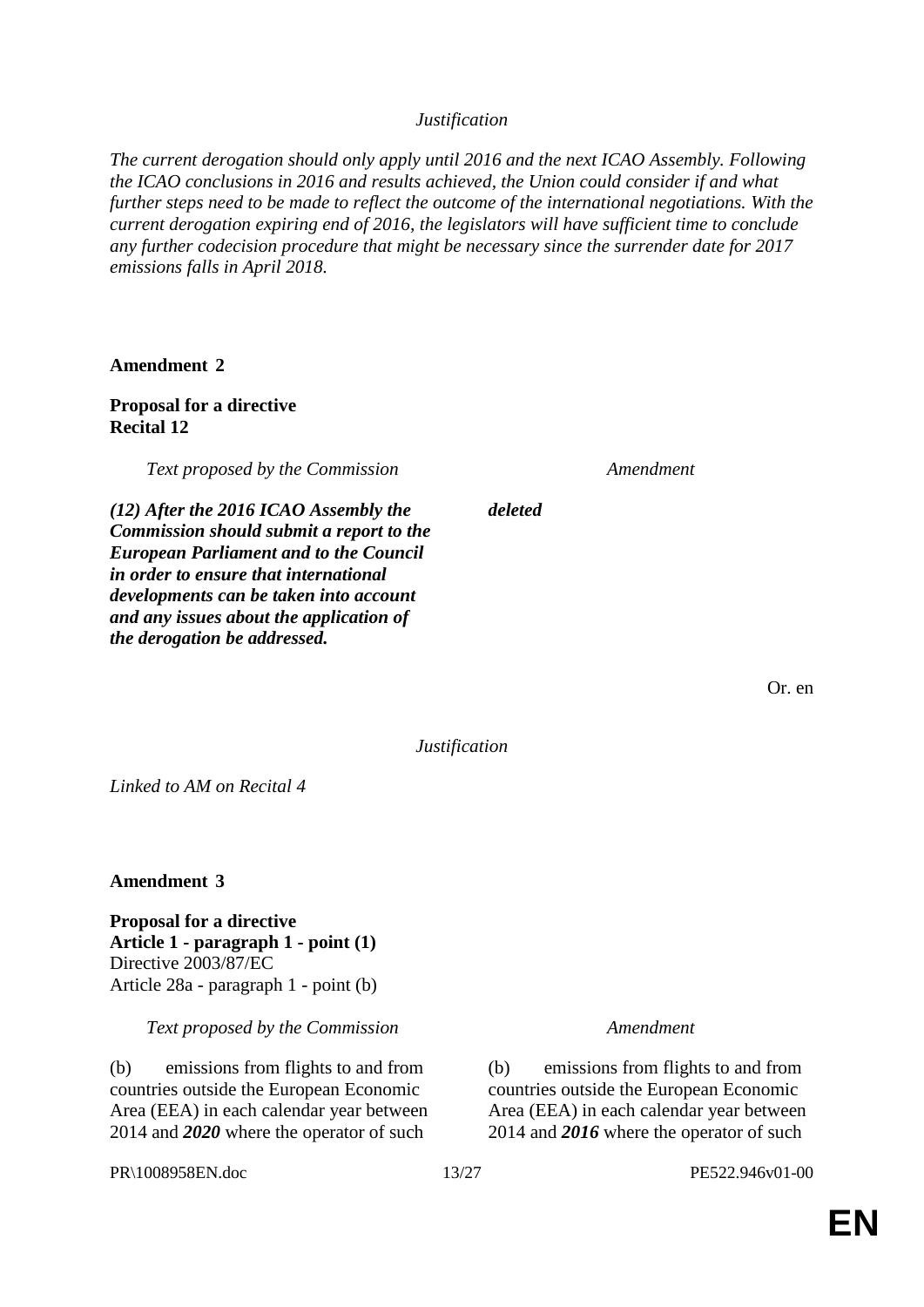*Justification*

*The current derogation should only apply until 2016 and the next ICAO Assembly. Following the ICAO conclusions in 2016 and results achieved, the Union could consider if and what further steps need to be made to reflect the outcome of the international negotiations. With the current derogation expiring end of 2016, the legislators will have sufficient time to conclude any further codecision procedure that might be necessary since the surrender date for 2017 emissions falls in April 2018.*

**Amendment 2**

**Proposal for a directive**
**Recital 12**

| *Text proposed by the Commission* | *Amendment* |
|---|---|
| ***(12) After the 2016 ICAO Assembly the Commission should submit a report to the European Parliament and to the Council in order to ensure that international developments can be taken into account and any issues about the application of the derogation be addressed.*** | ***deleted*** |

Or. en

*Justification*

*Linked to AM on Recital 4*

**Amendment 3**

**Proposal for a directive**
**Article 1 - paragraph 1 - point (1)**
Directive 2003/87/EC
Article 28a - paragraph 1 - point (b)

| *Text proposed by the Commission* | *Amendment* |
|---|---|
| (b) emissions from flights to and from countries outside the European Economic Area (EEA) in each calendar year between 2014 and ***2020*** where the operator of such | (b) emissions from flights to and from countries outside the European Economic Area (EEA) in each calendar year between 2014 and ***2016*** where the operator of such |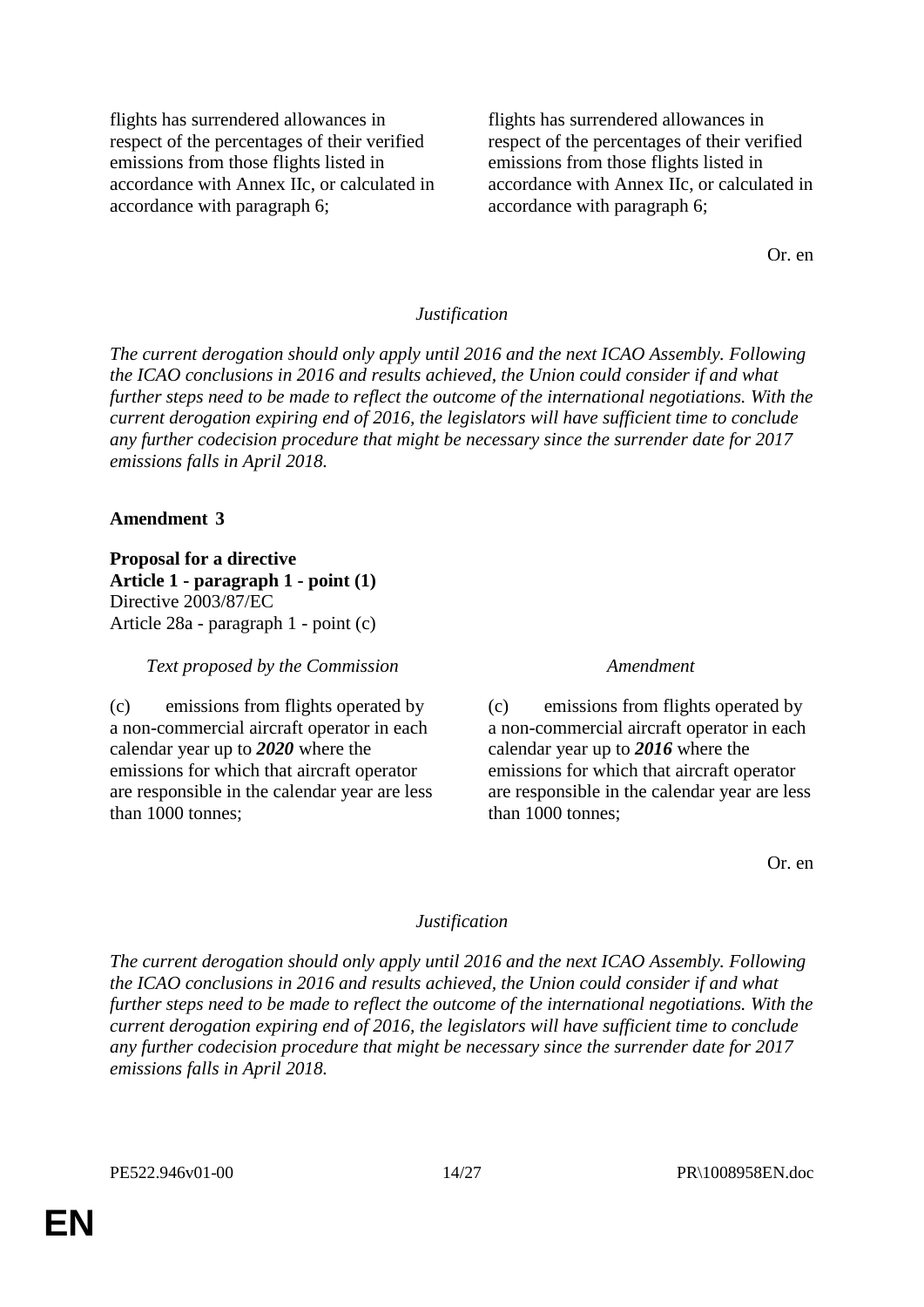| | |
|---|---|
| flights has surrendered allowances in respect of the percentages of their verified emissions from those flights listed in accordance with Annex IIc, or calculated in accordance with paragraph 6; | flights has surrendered allowances in respect of the percentages of their verified emissions from those flights listed in accordance with Annex IIc, or calculated in accordance with paragraph 6; |

Or. en

*Justification*

*The current derogation should only apply until 2016 and the next ICAO Assembly. Following the ICAO conclusions in 2016 and results achieved, the Union could consider if and what further steps need to be made to reflect the outcome of the international negotiations. With the current derogation expiring end of 2016, the legislators will have sufficient time to conclude any further codecision procedure that might be necessary since the surrender date for 2017 emissions falls in April 2018.*

**Amendment 3**

**Proposal for a directive**
**Article 1 - paragraph 1 - point (1)**
Directive 2003/87/EC
Article 28a - paragraph 1 - point (c)

| *Text proposed by the Commission* | *Amendment* |
|---|---|
| (c) emissions from flights operated by a non-commercial aircraft operator in each calendar year up to ***2020*** where the emissions for which that aircraft operator are responsible in the calendar year are less than 1000 tonnes; | (c) emissions from flights operated by a non-commercial aircraft operator in each calendar year up to ***2016*** where the emissions for which that aircraft operator are responsible in the calendar year are less than 1000 tonnes; |

Or. en

*Justification*

*The current derogation should only apply until 2016 and the next ICAO Assembly. Following the ICAO conclusions in 2016 and results achieved, the Union could consider if and what further steps need to be made to reflect the outcome of the international negotiations. With the current derogation expiring end of 2016, the legislators will have sufficient time to conclude any further codecision procedure that might be necessary since the surrender date for 2017 emissions falls in April 2018.*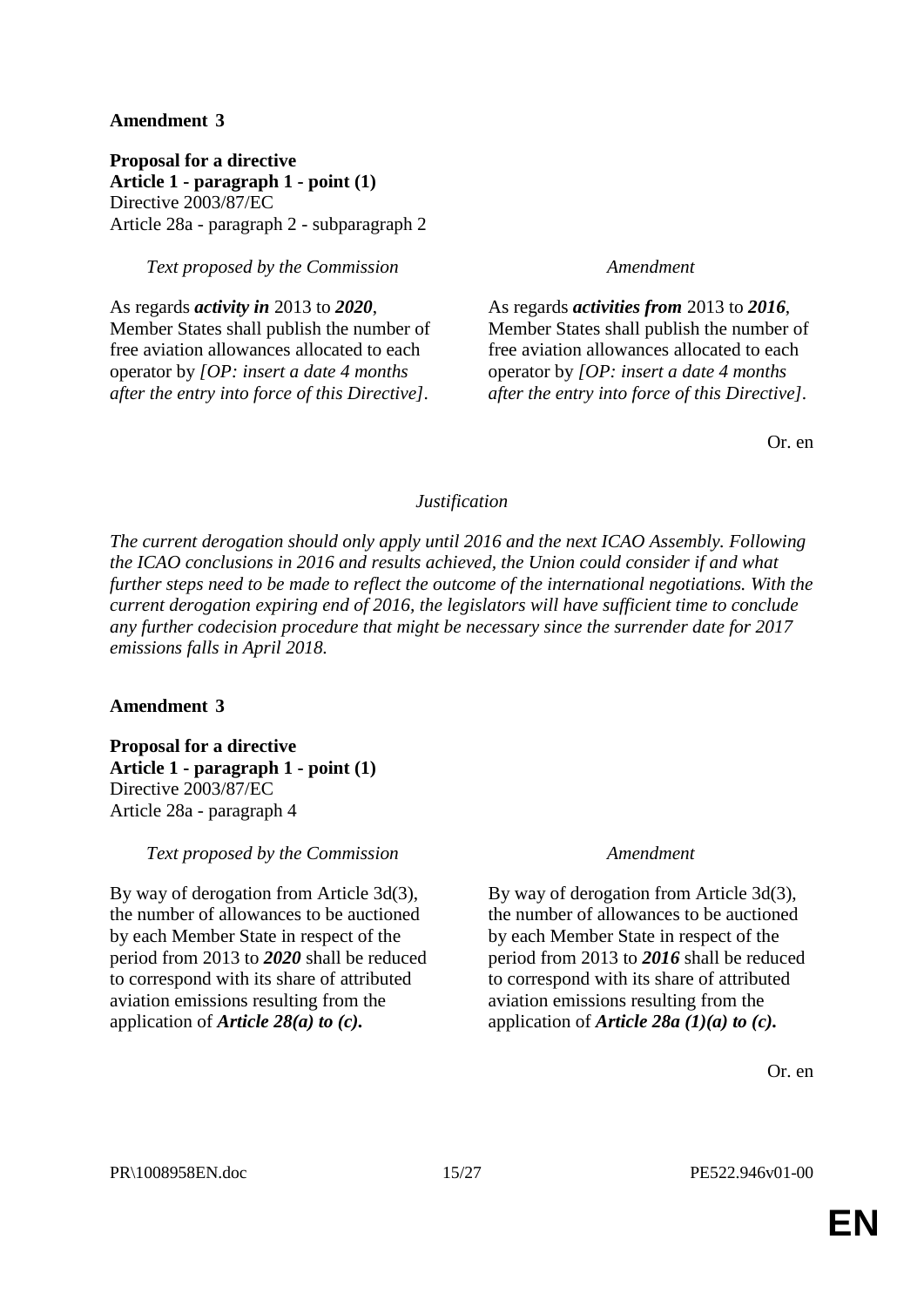**Amendment 3**

**Proposal for a directive**
**Article 1 - paragraph 1 - point (1)**
Directive 2003/87/EC
Article 28a - paragraph 2 - subparagraph 2

| *Text proposed by the Commission* | *Amendment* |
|---|---|
| As regards ***activity in*** 2013 to ***2020***, Member States shall publish the number of free aviation allowances allocated to each operator by *[OP: insert a date 4 months after the entry into force of this Directive]*. | As regards ***activities from*** 2013 to ***2016***, Member States shall publish the number of free aviation allowances allocated to each operator by *[OP: insert a date 4 months after the entry into force of this Directive]*. |

Or. en

*Justification*

*The current derogation should only apply until 2016 and the next ICAO Assembly. Following the ICAO conclusions in 2016 and results achieved, the Union could consider if and what further steps need to be made to reflect the outcome of the international negotiations. With the current derogation expiring end of 2016, the legislators will have sufficient time to conclude any further codecision procedure that might be necessary since the surrender date for 2017 emissions falls in April 2018.*

**Amendment 3**

**Proposal for a directive**
**Article 1 - paragraph 1 - point (1)**
Directive 2003/87/EC
Article 28a - paragraph 4

| *Text proposed by the Commission* | *Amendment* |
|---|---|
| By way of derogation from Article 3d(3), the number of allowances to be auctioned by each Member State in respect of the period from 2013 to ***2020*** shall be reduced to correspond with its share of attributed aviation emissions resulting from the application of ***Article 28(a) to (c).*** | By way of derogation from Article 3d(3), the number of allowances to be auctioned by each Member State in respect of the period from 2013 to ***2016*** shall be reduced to correspond with its share of attributed aviation emissions resulting from the application of ***Article 28a (1)(a) to (c).*** |

Or. en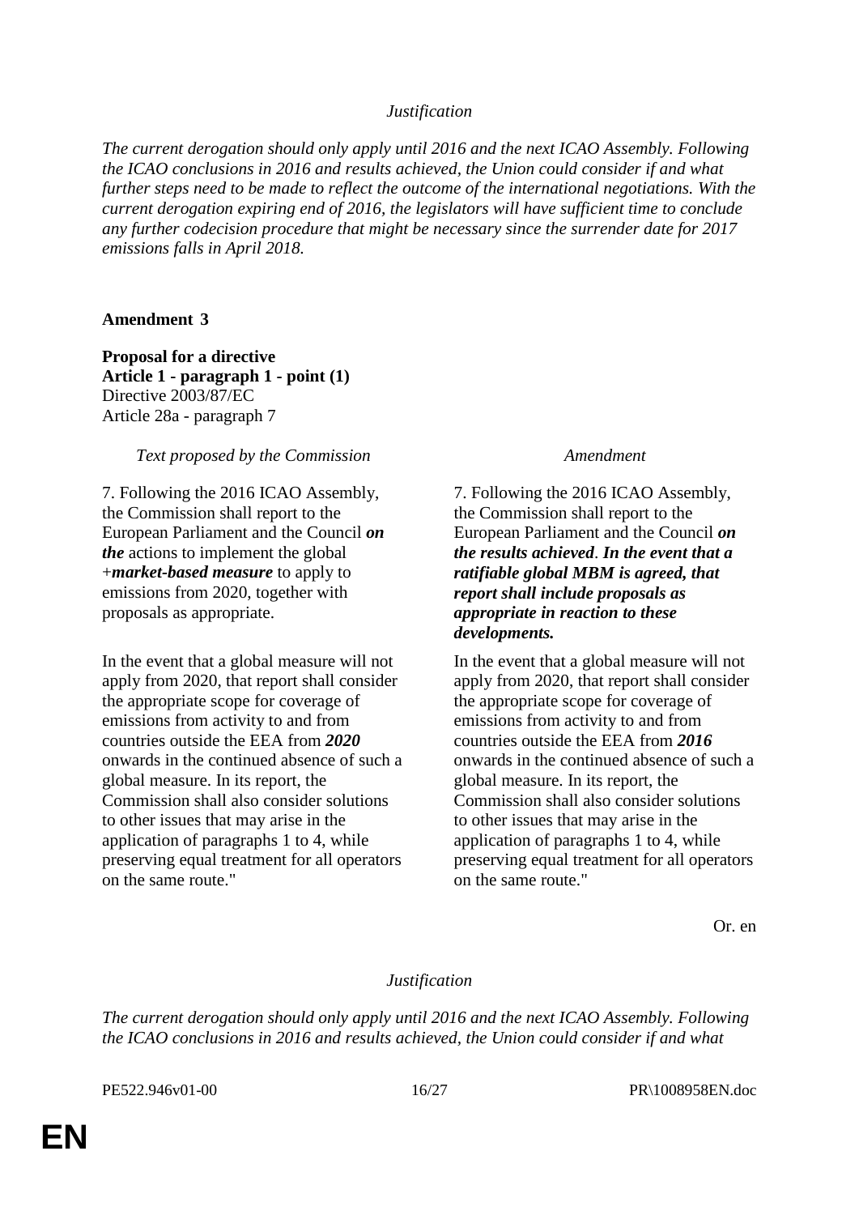*Justification*

*The current derogation should only apply until 2016 and the next ICAO Assembly. Following the ICAO conclusions in 2016 and results achieved, the Union could consider if and what further steps need to be made to reflect the outcome of the international negotiations. With the current derogation expiring end of 2016, the legislators will have sufficient time to conclude any further codecision procedure that might be necessary since the surrender date for 2017 emissions falls in April 2018.*

**Amendment 3**

**Proposal for a directive**
**Article 1 - paragraph 1 - point (1)**
Directive 2003/87/EC
Article 28a - paragraph 7

| *Text proposed by the Commission* | *Amendment* |
|---|---|
| 7. Following the 2016 ICAO Assembly, the Commission shall report to the European Parliament and the Council ***on the*** actions to implement the global +***market-based measure*** to apply to emissions from 2020, together with proposals as appropriate. | 7. Following the 2016 ICAO Assembly, the Commission shall report to the European Parliament and the Council ***on the results achieved***. ***In the event that a ratifiable global MBM is agreed, that report shall include proposals as appropriate in reaction to these developments.*** |
| In the event that a global measure will not apply from 2020, that report shall consider the appropriate scope for coverage of emissions from activity to and from countries outside the EEA from ***2020*** onwards in the continued absence of such a global measure. In its report, the Commission shall also consider solutions to other issues that may arise in the application of paragraphs 1 to 4, while preserving equal treatment for all operators on the same route." | In the event that a global measure will not apply from 2020, that report shall consider the appropriate scope for coverage of emissions from activity to and from countries outside the EEA from ***2016*** onwards in the continued absence of such a global measure. In its report, the Commission shall also consider solutions to other issues that may arise in the application of paragraphs 1 to 4, while preserving equal treatment for all operators on the same route." |

Or. en

*Justification*

*The current derogation should only apply until 2016 and the next ICAO Assembly. Following the ICAO conclusions in 2016 and results achieved, the Union could consider if and what*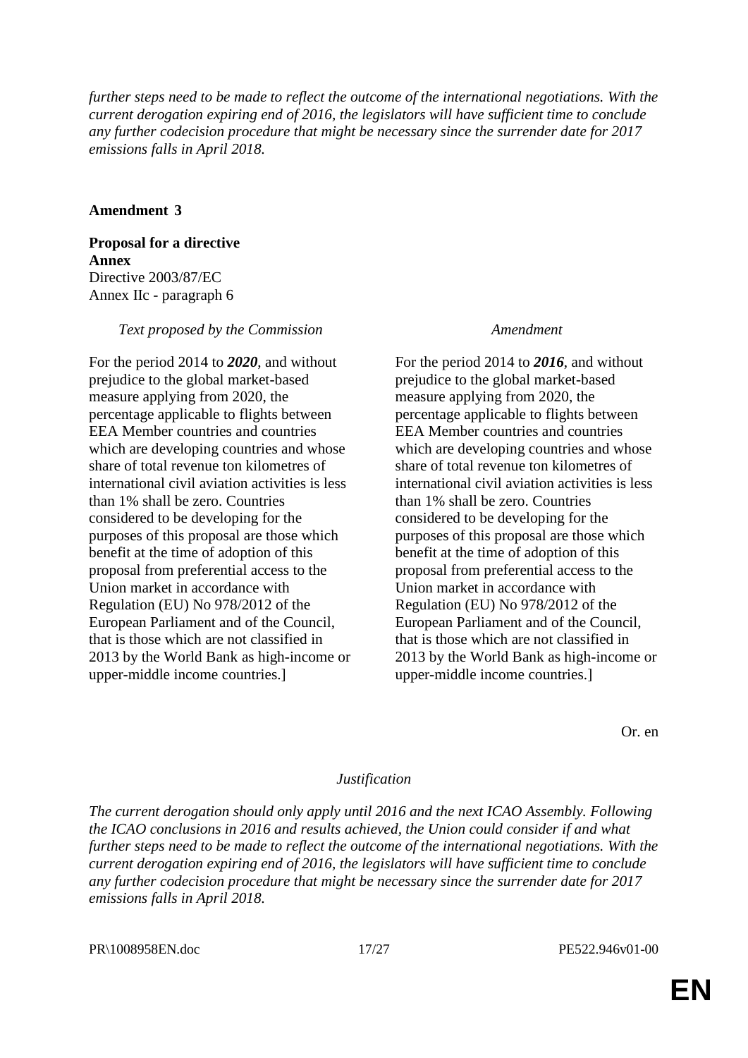*further steps need to be made to reflect the outcome of the international negotiations. With the current derogation expiring end of 2016, the legislators will have sufficient time to conclude any further codecision procedure that might be necessary since the surrender date for 2017 emissions falls in April 2018.*

**Amendment 3**

**Proposal for a directive**
**Annex**
Directive 2003/87/EC
Annex IIc - paragraph 6

| *Text proposed by the Commission* | *Amendment* |
|---|---|
| For the period 2014 to ***2020***, and without prejudice to the global market-based measure applying from 2020, the percentage applicable to flights between EEA Member countries and countries which are developing countries and whose share of total revenue ton kilometres of international civil aviation activities is less than 1% shall be zero. Countries considered to be developing for the purposes of this proposal are those which benefit at the time of adoption of this proposal from preferential access to the Union market in accordance with Regulation (EU) No 978/2012 of the European Parliament and of the Council, that is those which are not classified in 2013 by the World Bank as high-income or upper-middle income countries.] | For the period 2014 to ***2016***, and without prejudice to the global market-based measure applying from 2020, the percentage applicable to flights between EEA Member countries and countries which are developing countries and whose share of total revenue ton kilometres of international civil aviation activities is less than 1% shall be zero. Countries considered to be developing for the purposes of this proposal are those which benefit at the time of adoption of this proposal from preferential access to the Union market in accordance with Regulation (EU) No 978/2012 of the European Parliament and of the Council, that is those which are not classified in 2013 by the World Bank as high-income or upper-middle income countries.] |

Or. en

*Justification*

*The current derogation should only apply until 2016 and the next ICAO Assembly. Following the ICAO conclusions in 2016 and results achieved, the Union could consider if and what further steps need to be made to reflect the outcome of the international negotiations. With the current derogation expiring end of 2016, the legislators will have sufficient time to conclude any further codecision procedure that might be necessary since the surrender date for 2017 emissions falls in April 2018.*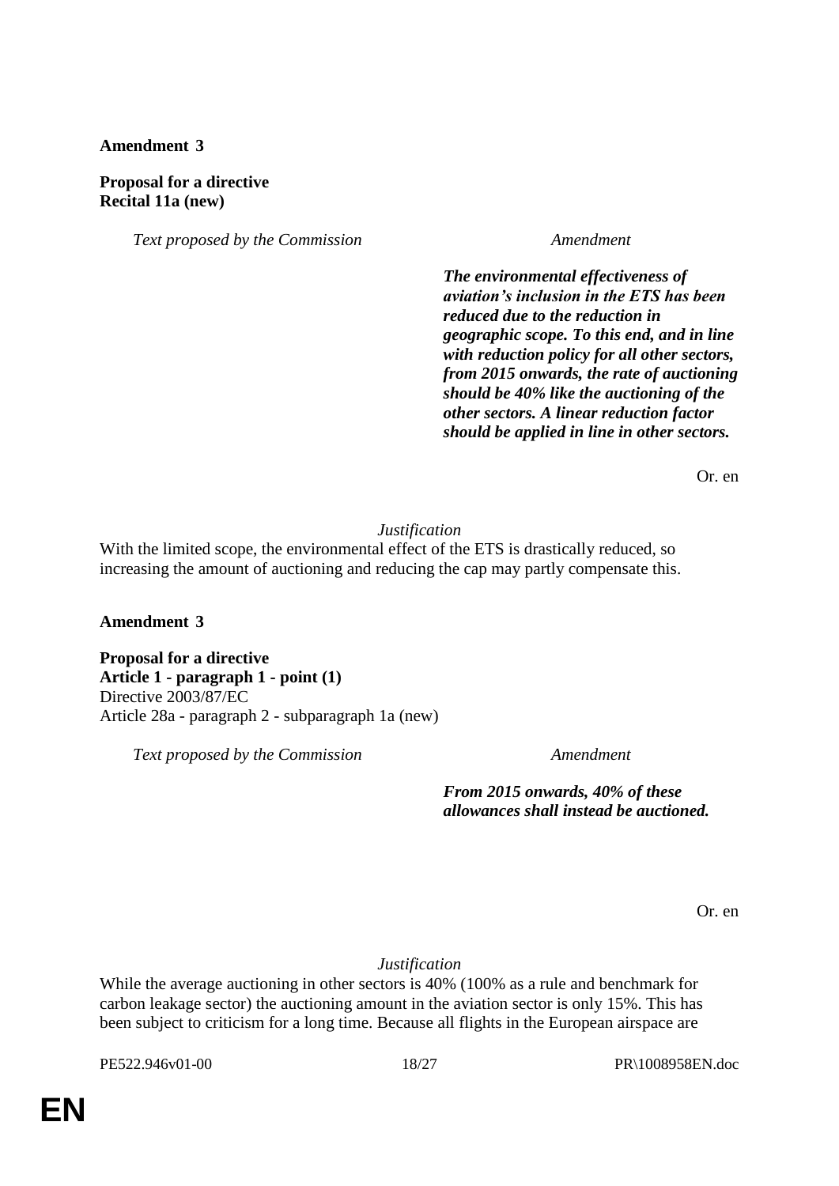**Amendment 3**

**Proposal for a directive**
**Recital 11a (new)**

| *Text proposed by the Commission* | *Amendment* |
| --- | --- |
| | ***The environmental effectiveness of aviation's inclusion in the ETS has been reduced due to the reduction in geographic scope. To this end, and in line with reduction policy for all other sectors, from 2015 onwards, the rate of auctioning should be 40% like the auctioning of the other sectors. A linear reduction factor should be applied in line in other sectors.*** |

Or. en

*Justification*

With the limited scope, the environmental effect of the ETS is drastically reduced, so increasing the amount of auctioning and reducing the cap may partly compensate this.

**Amendment 3**

**Proposal for a directive**
**Article 1 - paragraph 1 - point (1)**
Directive 2003/87/EC
Article 28a - paragraph 2 - subparagraph 1a (new)

| *Text proposed by the Commission* | *Amendment* |
| --- | --- |
| | ***From 2015 onwards, 40% of these allowances shall instead be auctioned.*** |

Or. en

*Justification*

While the average auctioning in other sectors is 40% (100% as a rule and benchmark for carbon leakage sector) the auctioning amount in the aviation sector is only 15%. This has been subject to criticism for a long time. Because all flights in the European airspace are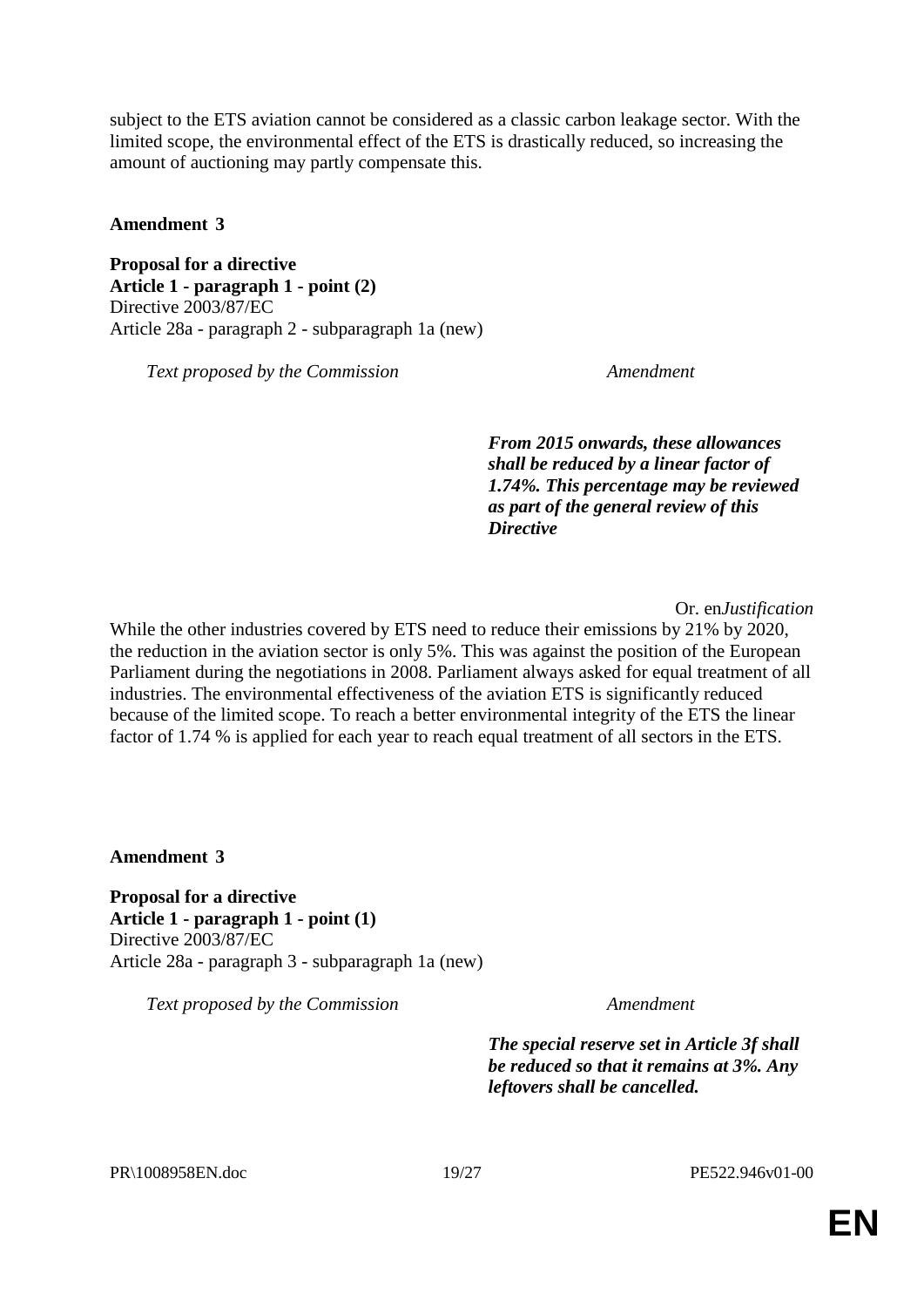subject to the ETS aviation cannot be considered as a classic carbon leakage sector. With the limited scope, the environmental effect of the ETS is drastically reduced, so increasing the amount of auctioning may partly compensate this.

**Amendment 3**

**Proposal for a directive**
**Article 1 - paragraph 1 - point (2)**
Directive 2003/87/EC
Article 28a - paragraph 2 - subparagraph 1a (new)

| *Text proposed by the Commission* | *Amendment* |
| --- | --- |
| | ***From 2015 onwards, these allowances shall be reduced by a linear factor of 1.74%. This percentage may be reviewed as part of the general review of this Directive*** |

Or. en

*Justification*

While the other industries covered by ETS need to reduce their emissions by 21% by 2020, the reduction in the aviation sector is only 5%. This was against the position of the European Parliament during the negotiations in 2008. Parliament always asked for equal treatment of all industries. The environmental effectiveness of the aviation ETS is significantly reduced because of the limited scope. To reach a better environmental integrity of the ETS the linear factor of 1.74 % is applied for each year to reach equal treatment of all sectors in the ETS.

**Amendment 3**

**Proposal for a directive**
**Article 1 - paragraph 1 - point (1)**
Directive 2003/87/EC
Article 28a - paragraph 3 - subparagraph 1a (new)

| *Text proposed by the Commission* | *Amendment* |
| --- | --- |
| | ***The special reserve set in Article 3f shall be reduced so that it remains at 3%. Any leftovers shall be cancelled.*** |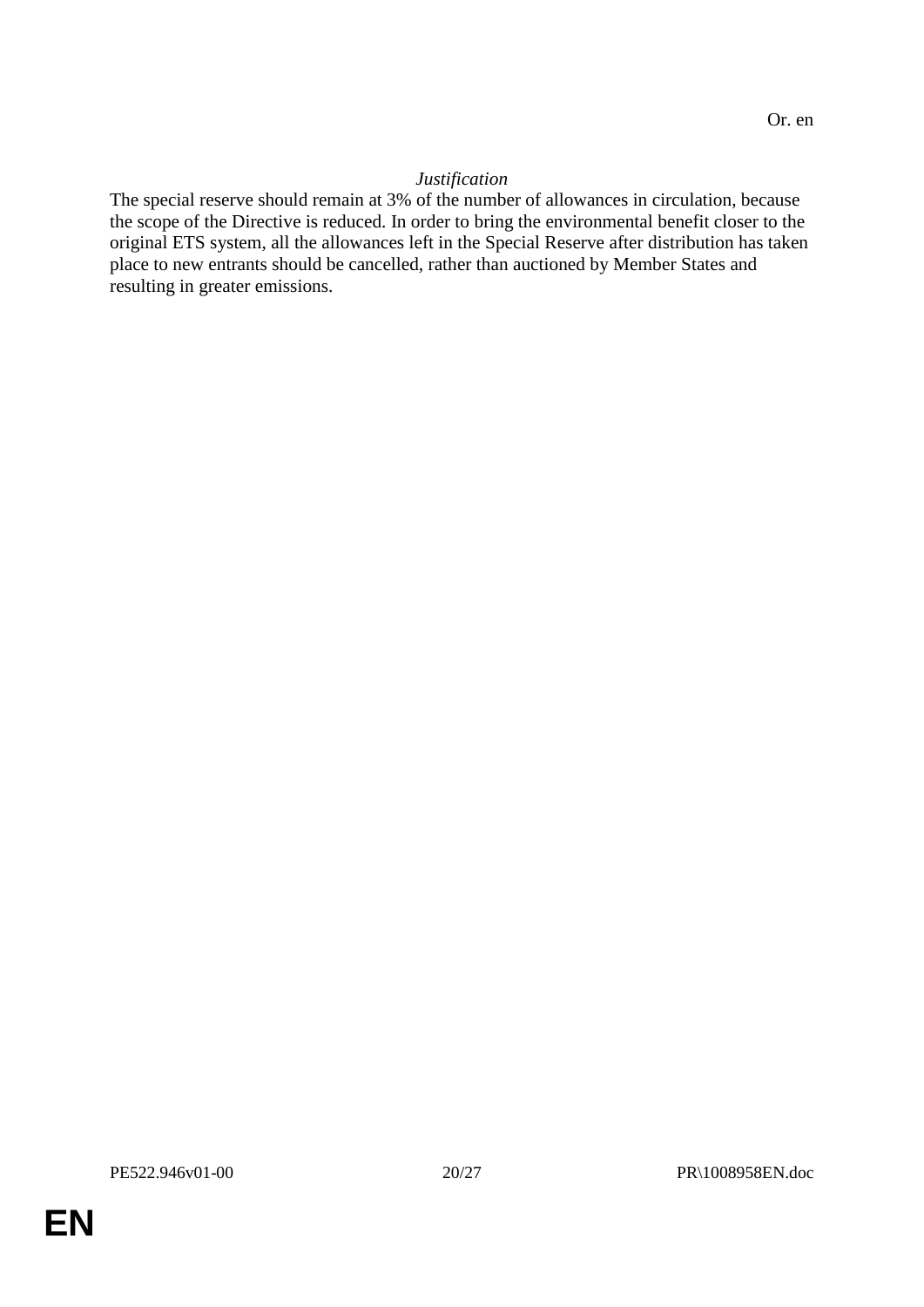Or. en

*Justification*

The special reserve should remain at 3% of the number of allowances in circulation, because the scope of the Directive is reduced. In order to bring the environmental benefit closer to the original ETS system, all the allowances left in the Special Reserve after distribution has taken place to new entrants should be cancelled, rather than auctioned by Member States and resulting in greater emissions.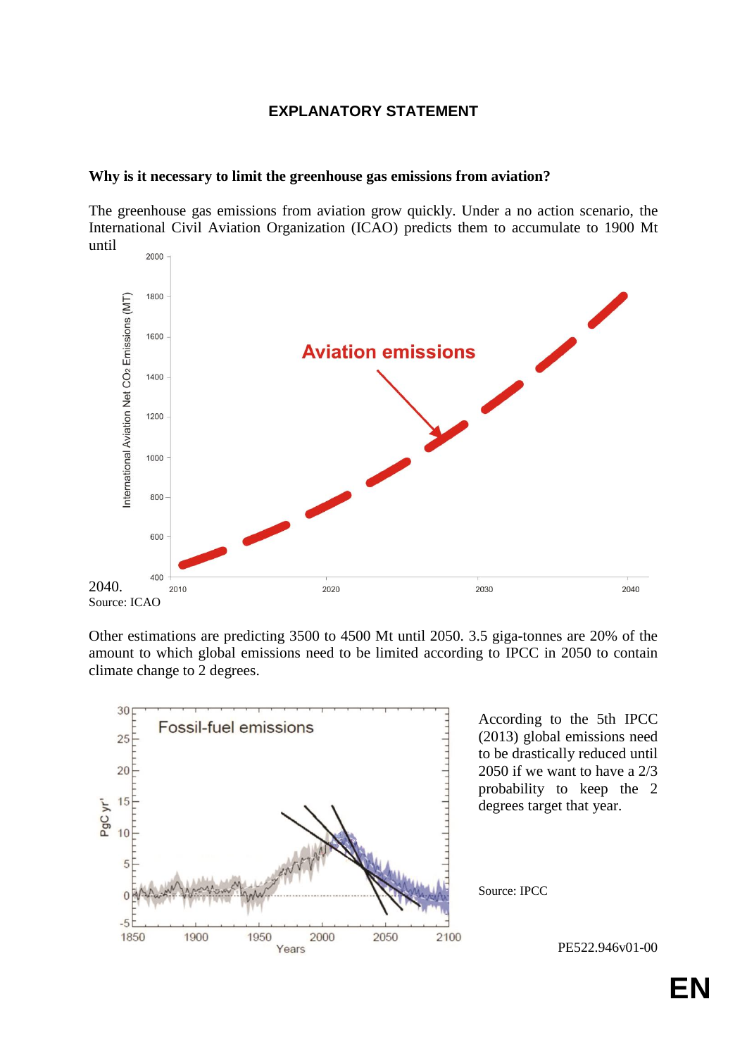**EXPLANATORY STATEMENT**

**Why is it necessary to limit the greenhouse gas emissions from aviation?**

The greenhouse gas emissions from aviation grow quickly. Under a no action scenario, the International Civil Aviation Organization (ICAO) predicts them to accumulate to 1900 Mt until 2040.

Source: ICAO

Other estimations are predicting 3500 to 4500 Mt until 2050. 3.5 giga-tonnes are 20% of the amount to which global emissions need to be limited according to IPCC in 2050 to contain climate change to 2 degrees.

According to the 5th IPCC (2013) global emissions need to be drastically reduced until 2050 if we want to have a 2/3 probability to keep the 2 degrees target that year.

Source: IPCC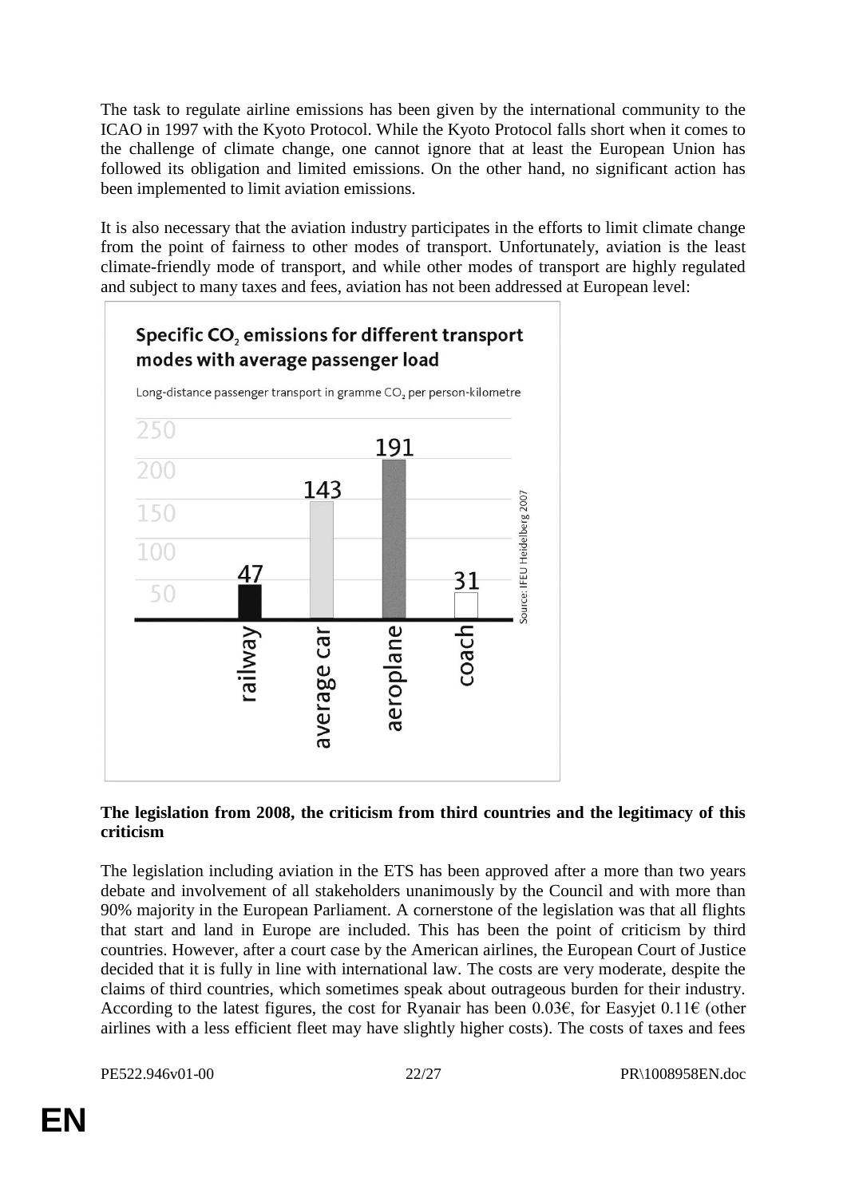The task to regulate airline emissions has been given by the international community to the ICAO in 1997 with the Kyoto Protocol. While the Kyoto Protocol falls short when it comes to the challenge of climate change, one cannot ignore that at least the European Union has followed its obligation and limited emissions. On the other hand, no significant action has been implemented to limit aviation emissions.

It is also necessary that the aviation industry participates in the efforts to limit climate change from the point of fairness to other modes of transport. Unfortunately, aviation is the least climate-friendly mode of transport, and while other modes of transport are highly regulated and subject to many taxes and fees, aviation has not been addressed at European level:

**Specific $CO_2$ emissions for different transport modes with average passenger load**

Long-distance passenger transport in gramme $CO_2$ per person-kilometre

| Transport mode | g $CO_2$ per person-kilometre |
| --- | --- |
| railway | 47 |
| average car | 143 |
| aeroplane | 191 |
| coach | 31 |

Source: IFEU Heidelberg 2007

**The legislation from 2008, the criticism from third countries and the legitimacy of this criticism**

The legislation including aviation in the ETS has been approved after a more than two years debate and involvement of all stakeholders unanimously by the Council and with more than 90% majority in the European Parliament. A cornerstone of the legislation was that all flights that start and land in Europe are included. This has been the point of criticism by third countries. However, after a court case by the American airlines, the European Court of Justice decided that it is fully in line with international law. The costs are very moderate, despite the claims of third countries, which sometimes speak about outrageous burden for their industry. According to the latest figures, the cost for Ryanair has been 0.03€, for Easyjet 0.11€ (other airlines with a less efficient fleet may have slightly higher costs). The costs of taxes and fees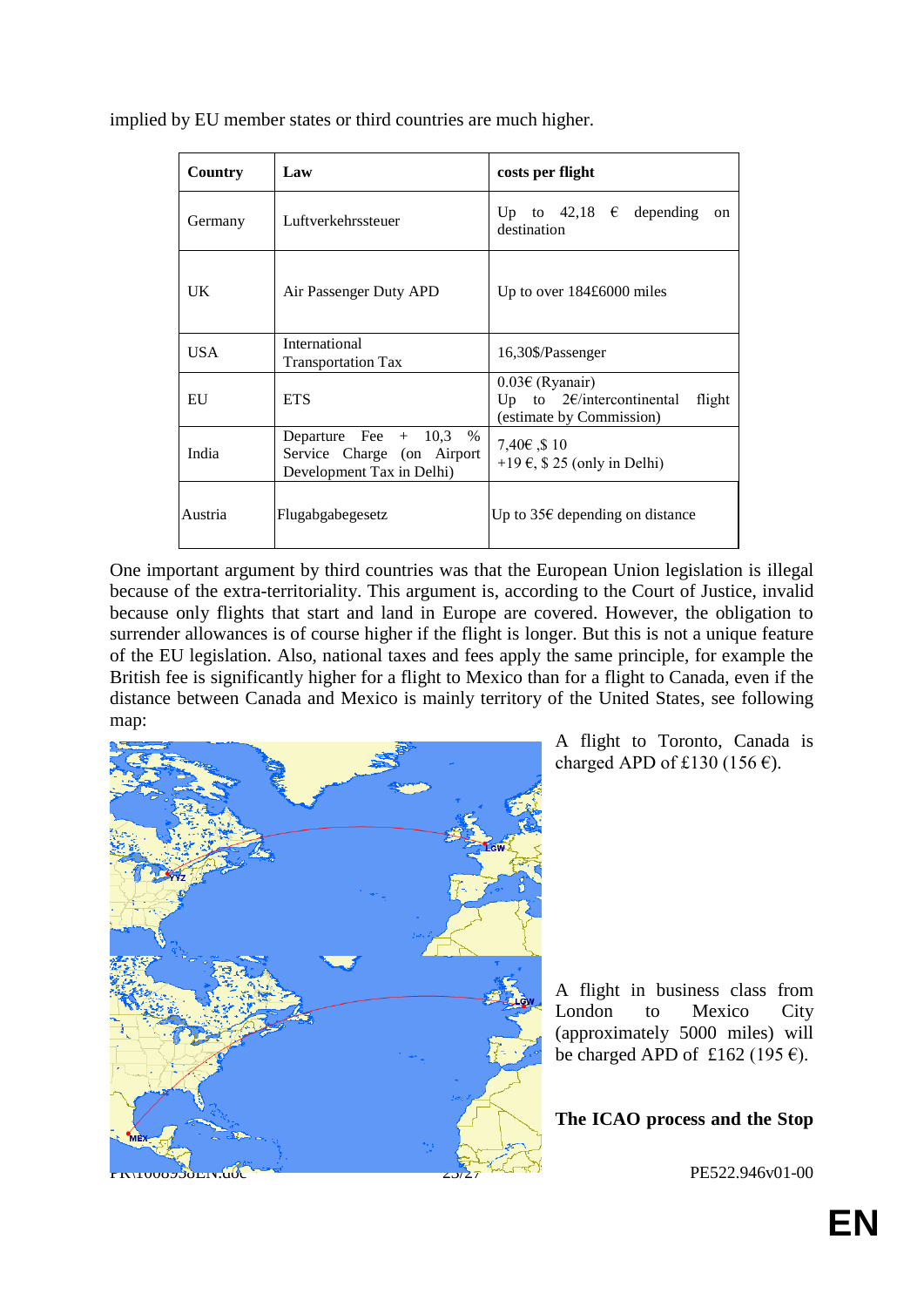implied by EU member states or third countries are much higher.

| Country | Law | costs per flight |
|---|---|---|
| Germany | Luftverkehrssteuer | Up to 42,18 € depending on destination |
| UK | Air Passenger Duty APD | Up to over 184£6000 miles |
| USA | International Transportation Tax | 16,30$/Passenger |
| EU | ETS | 0.03€ (Ryanair)<br>Up to 2€/intercontinental flight (estimate by Commission) |
| India | Departure Fee + 10,3 % Service Charge (on Airport Development Tax in Delhi) | 7,40€ ,$ 10<br>+19 €, $ 25 (only in Delhi) |
| Austria | Flugabgabegesetz | Up to 35€ depending on distance |

One important argument by third countries was that the European Union legislation is illegal because of the extra-territoriality. This argument is, according to the Court of Justice, invalid because only flights that start and land in Europe are covered. However, the obligation to surrender allowances is of course higher if the flight is longer. But this is not a unique feature of the EU legislation. Also, national taxes and fees apply the same principle, for example the British fee is significantly higher for a flight to Mexico than for a flight to Canada, even if the distance between Canada and Mexico is mainly territory of the United States, see following map:

A flight to Toronto, Canada is charged APD of £130 (156 €).

A flight in business class from London to Mexico City (approximately 5000 miles) will be charged APD of £162 (195 €).

**The ICAO process and the Stop**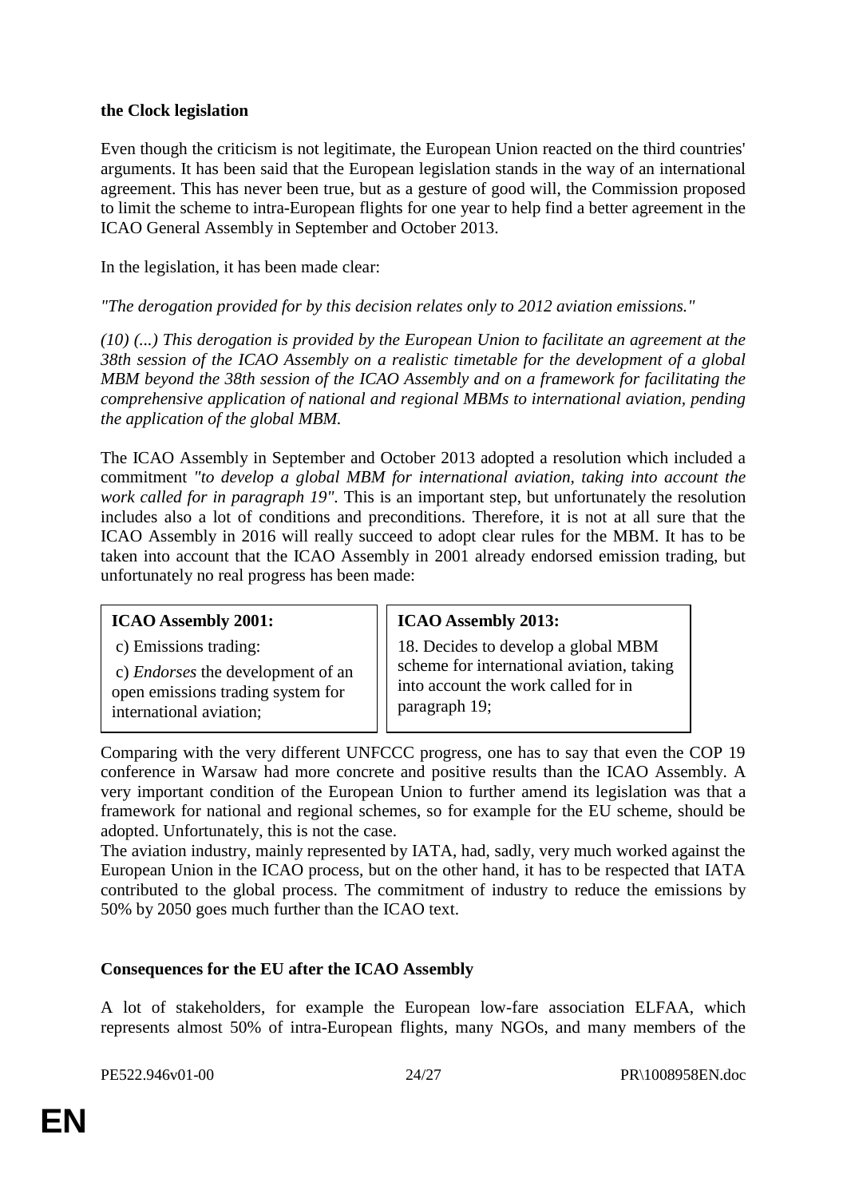**the Clock legislation**

Even though the criticism is not legitimate, the European Union reacted on the third countries' arguments. It has been said that the European legislation stands in the way of an international agreement. This has never been true, but as a gesture of good will, the Commission proposed to limit the scheme to intra-European flights for one year to help find a better agreement in the ICAO General Assembly in September and October 2013.

In the legislation, it has been made clear:

*"The derogation provided for by this decision relates only to 2012 aviation emissions."*

*(10) (...) This derogation is provided by the European Union to facilitate an agreement at the 38th session of the ICAO Assembly on a realistic timetable for the development of a global MBM beyond the 38th session of the ICAO Assembly and on a framework for facilitating the comprehensive application of national and regional MBMs to international aviation, pending the application of the global MBM.*

The ICAO Assembly in September and October 2013 adopted a resolution which included a commitment *"to develop a global MBM for international aviation, taking into account the work called for in paragraph 19"*. This is an important step, but unfortunately the resolution includes also a lot of conditions and preconditions. Therefore, it is not at all sure that the ICAO Assembly in 2016 will really succeed to adopt clear rules for the MBM. It has to be taken into account that the ICAO Assembly in 2001 already endorsed emission trading, but unfortunately no real progress has been made:

| **ICAO Assembly 2001:** | **ICAO Assembly 2013:** |
| --- | --- |
| c) Emissions trading: c) *Endorses* the development of an open emissions trading system for international aviation; | 18. Decides to develop a global MBM scheme for international aviation, taking into account the work called for in paragraph 19; |

Comparing with the very different UNFCCC progress, one has to say that even the COP 19 conference in Warsaw had more concrete and positive results than the ICAO Assembly. A very important condition of the European Union to further amend its legislation was that a framework for national and regional schemes, so for example for the EU scheme, should be adopted. Unfortunately, this is not the case.

The aviation industry, mainly represented by IATA, had, sadly, very much worked against the European Union in the ICAO process, but on the other hand, it has to be respected that IATA contributed to the global process. The commitment of industry to reduce the emissions by 50% by 2050 goes much further than the ICAO text.

**Consequences for the EU after the ICAO Assembly**

A lot of stakeholders, for example the European low-fare association ELFAA, which represents almost 50% of intra-European flights, many NGOs, and many members of the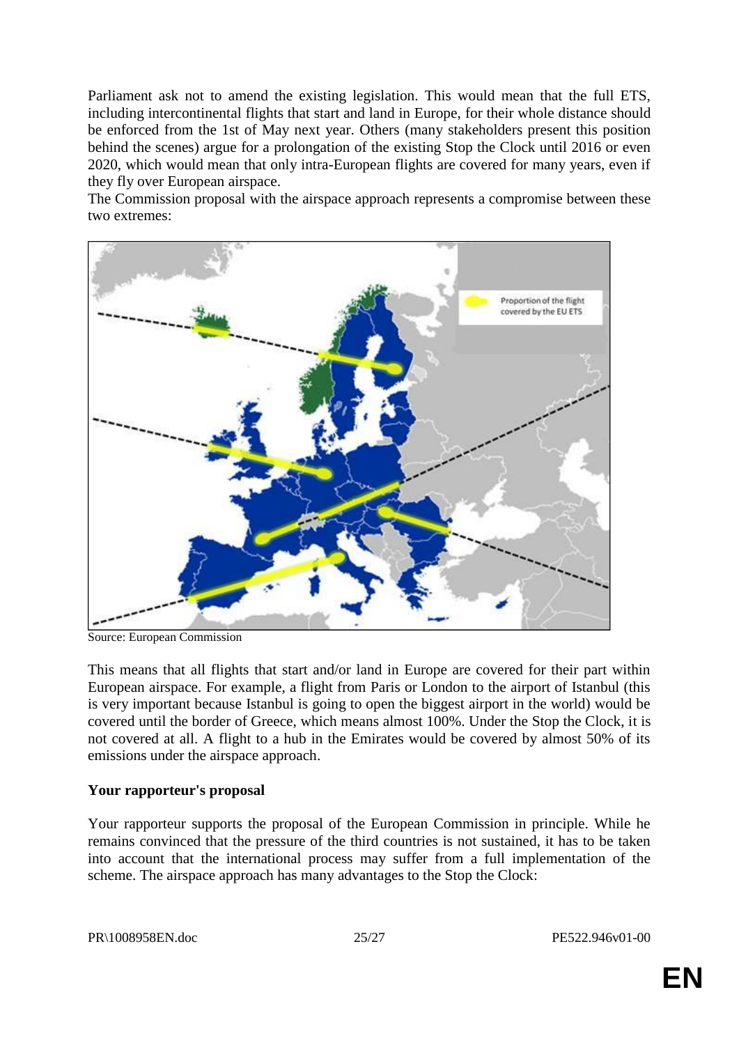Parliament ask not to amend the existing legislation. This would mean that the full ETS, including intercontinental flights that start and land in Europe, for their whole distance should be enforced from the 1st of May next year. Others (many stakeholders present this position behind the scenes) argue for a prolongation of the existing Stop the Clock until 2016 or even 2020, which would mean that only intra-European flights are covered for many years, even if they fly over European airspace.

The Commission proposal with the airspace approach represents a compromise between these two extremes:

Source: European Commission

This means that all flights that start and/or land in Europe are covered for their part within European airspace. For example, a flight from Paris or London to the airport of Istanbul (this is very important because Istanbul is going to open the biggest airport in the world) would be covered until the border of Greece, which means almost 100%. Under the Stop the Clock, it is not covered at all. A flight to a hub in the Emirates would be covered by almost 50% of its emissions under the airspace approach.

**Your rapporteur's proposal**

Your rapporteur supports the proposal of the European Commission in principle. While he remains convinced that the pressure of the third countries is not sustained, it has to be taken into account that the international process may suffer from a full implementation of the scheme. The airspace approach has many advantages to the Stop the Clock: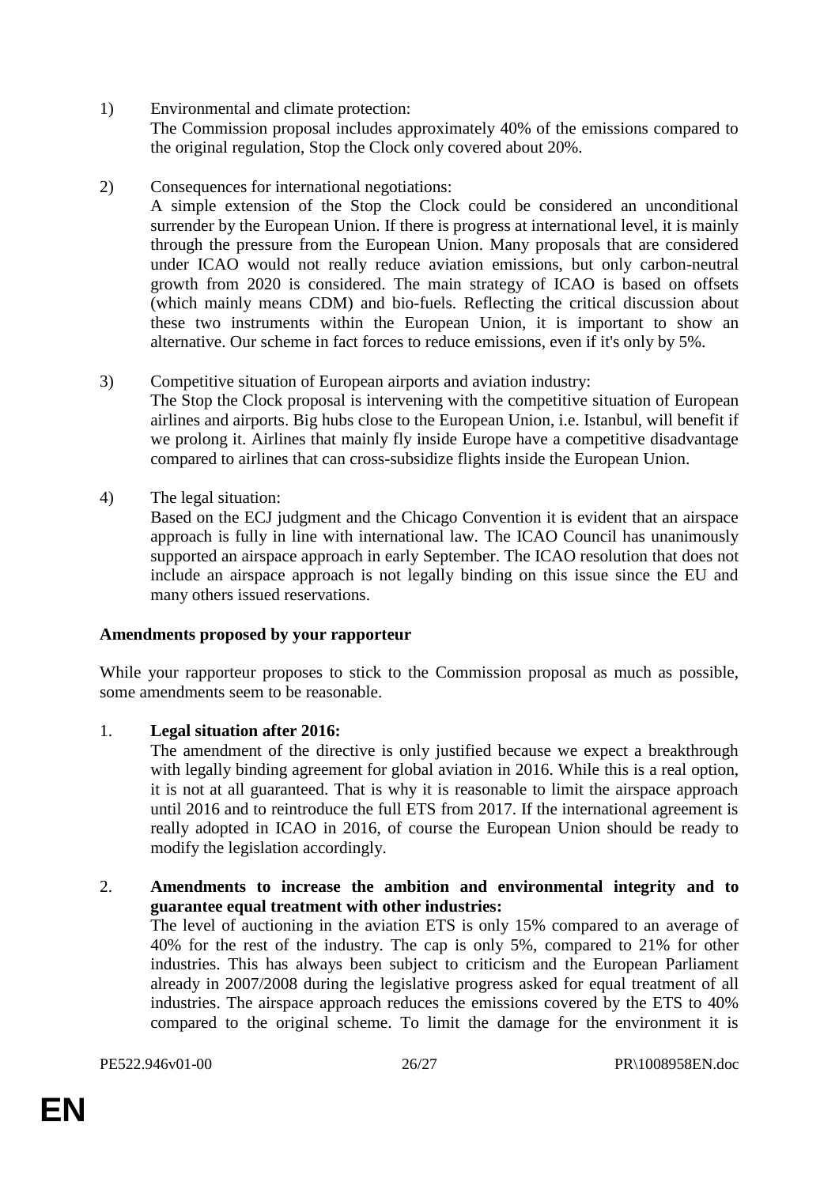1) Environmental and climate protection:
   The Commission proposal includes approximately 40% of the emissions compared to the original regulation, Stop the Clock only covered about 20%.

2) Consequences for international negotiations:
   A simple extension of the Stop the Clock could be considered an unconditional surrender by the European Union. If there is progress at international level, it is mainly through the pressure from the European Union. Many proposals that are considered under ICAO would not really reduce aviation emissions, but only carbon-neutral growth from 2020 is considered. The main strategy of ICAO is based on offsets (which mainly means CDM) and bio-fuels. Reflecting the critical discussion about these two instruments within the European Union, it is important to show an alternative. Our scheme in fact forces to reduce emissions, even if it's only by 5%.

3) Competitive situation of European airports and aviation industry:
   The Stop the Clock proposal is intervening with the competitive situation of European airlines and airports. Big hubs close to the European Union, i.e. Istanbul, will benefit if we prolong it. Airlines that mainly fly inside Europe have a competitive disadvantage compared to airlines that can cross-subsidize flights inside the European Union.

4) The legal situation:
   Based on the ECJ judgment and the Chicago Convention it is evident that an airspace approach is fully in line with international law. The ICAO Council has unanimously supported an airspace approach in early September. The ICAO resolution that does not include an airspace approach is not legally binding on this issue since the EU and many others issued reservations.

**Amendments proposed by your rapporteur**

While your rapporteur proposes to stick to the Commission proposal as much as possible, some amendments seem to be reasonable.

1. **Legal situation after 2016:**
   The amendment of the directive is only justified because we expect a breakthrough with legally binding agreement for global aviation in 2016. While this is a real option, it is not at all guaranteed. That is why it is reasonable to limit the airspace approach until 2016 and to reintroduce the full ETS from 2017. If the international agreement is really adopted in ICAO in 2016, of course the European Union should be ready to modify the legislation accordingly.

2. **Amendments to increase the ambition and environmental integrity and to guarantee equal treatment with other industries:**
   The level of auctioning in the aviation ETS is only 15% compared to an average of 40% for the rest of the industry. The cap is only 5%, compared to 21% for other industries. This has always been subject to criticism and the European Parliament already in 2007/2008 during the legislative progress asked for equal treatment of all industries. The airspace approach reduces the emissions covered by the ETS to 40% compared to the original scheme. To limit the damage for the environment it is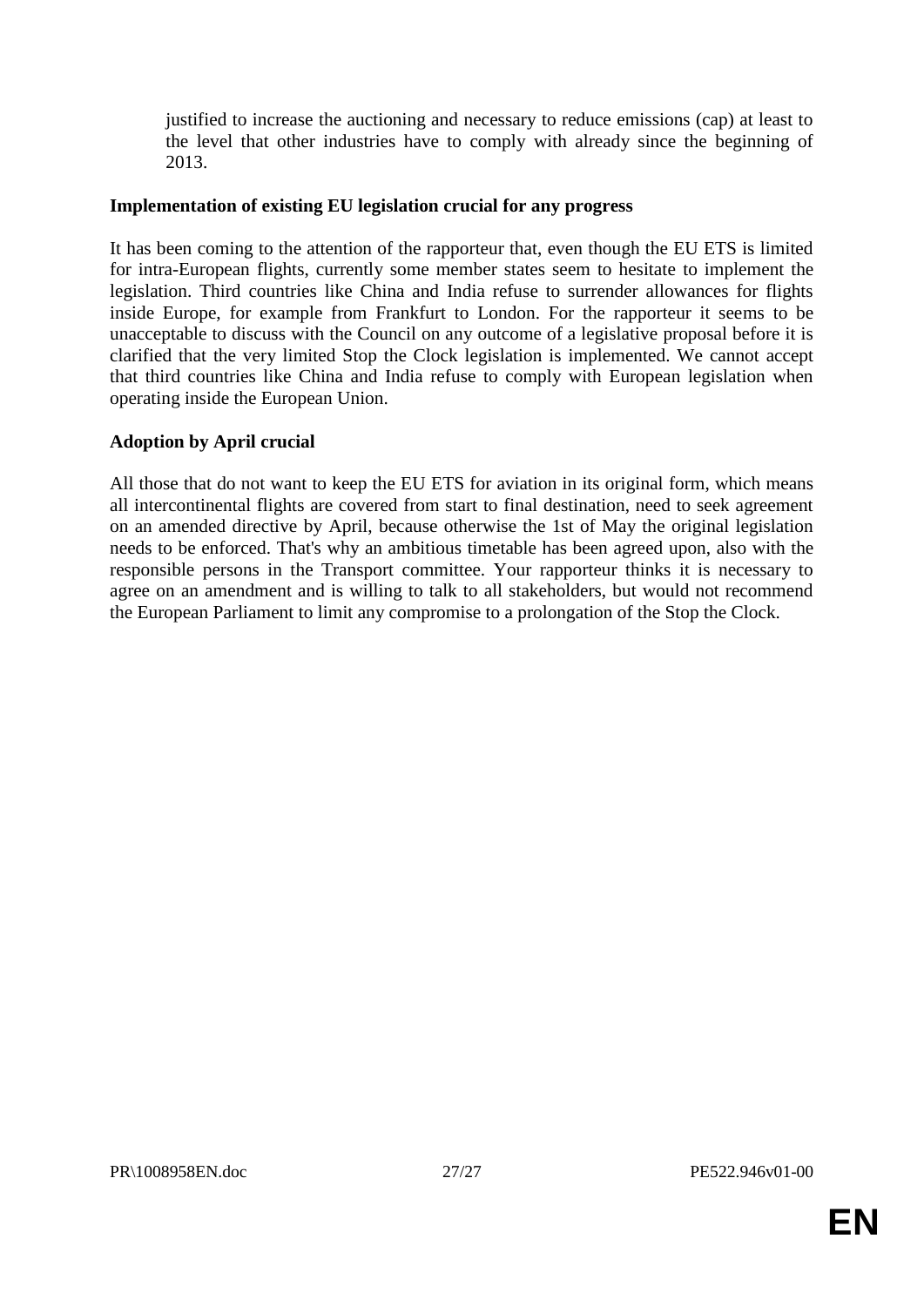justified to increase the auctioning and necessary to reduce emissions (cap) at least to the level that other industries have to comply with already since the beginning of 2013.

**Implementation of existing EU legislation crucial for any progress**

It has been coming to the attention of the rapporteur that, even though the EU ETS is limited for intra-European flights, currently some member states seem to hesitate to implement the legislation. Third countries like China and India refuse to surrender allowances for flights inside Europe, for example from Frankfurt to London. For the rapporteur it seems to be unacceptable to discuss with the Council on any outcome of a legislative proposal before it is clarified that the very limited Stop the Clock legislation is implemented. We cannot accept that third countries like China and India refuse to comply with European legislation when operating inside the European Union.

**Adoption by April crucial**

All those that do not want to keep the EU ETS for aviation in its original form, which means all intercontinental flights are covered from start to final destination, need to seek agreement on an amended directive by April, because otherwise the 1st of May the original legislation needs to be enforced. That's why an ambitious timetable has been agreed upon, also with the responsible persons in the Transport committee. Your rapporteur thinks it is necessary to agree on an amendment and is willing to talk to all stakeholders, but would not recommend the European Parliament to limit any compromise to a prolongation of the Stop the Clock.